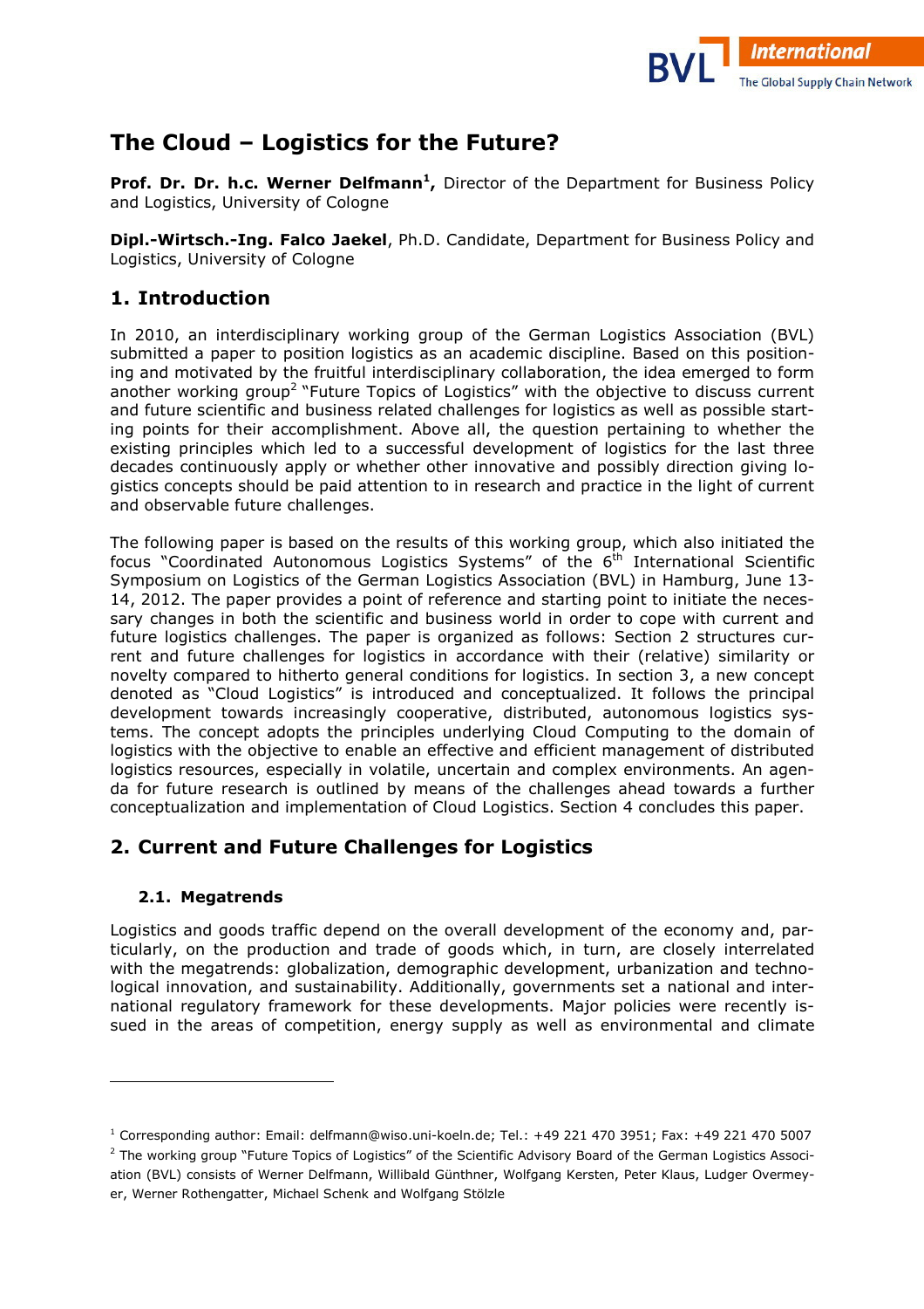# The Cloud – Logistics for the Future?

**Prof. Dr. Dr. h.c. Werner Delfmann[1],** Director of the Department for Business Policy and Logistics, University of Cologne

**Dipl.-Wirtsch.-Ing. Falco Jaekel**, Ph.D. Candidate, Department for Business Policy and Logistics, University of Cologne

## 1. Introduction

In 2010, an interdisciplinary working group of the German Logistics Association (BVL) submitted a paper to position logistics as an academic discipline. Based on this positioning and motivated by the fruitful interdisciplinary collaboration, the idea emerged to form another working group[2] "Future Topics of Logistics" with the objective to discuss current and future scientific and business related challenges for logistics as well as possible starting points for their accomplishment. Above all, the question pertaining to whether the existing principles which led to a successful development of logistics for the last three decades continuously apply or whether other innovative and possibly direction giving logistics concepts should be paid attention to in research and practice in the light of current and observable future challenges.

The following paper is based on the results of this working group, which also initiated the focus "Coordinated Autonomous Logistics Systems" of the 6th International Scientific Symposium on Logistics of the German Logistics Association (BVL) in Hamburg, June 13-14, 2012. The paper provides a point of reference and starting point to initiate the necessary changes in both the scientific and business world in order to cope with current and future logistics challenges. The paper is organized as follows: Section 2 structures current and future challenges for logistics in accordance with their (relative) similarity or novelty compared to hitherto general conditions for logistics. In section 3, a new concept denoted as "Cloud Logistics" is introduced and conceptualized. It follows the principal development towards increasingly cooperative, distributed, autonomous logistics systems. The concept adopts the principles underlying Cloud Computing to the domain of logistics with the objective to enable an effective and efficient management of distributed logistics resources, especially in volatile, uncertain and complex environments. An agenda for future research is outlined by means of the challenges ahead towards a further conceptualization and implementation of Cloud Logistics. Section 4 concludes this paper.

## 2. Current and Future Challenges for Logistics

### 2.1. Megatrends

Logistics and goods traffic depend on the overall development of the economy and, particularly, on the production and trade of goods which, in turn, are closely interrelated with the megatrends: globalization, demographic development, urbanization and technological innovation, and sustainability. Additionally, governments set a national and international regulatory framework for these developments. Major policies were recently issued in the areas of competition, energy supply as well as environmental and climate

---

[1] Corresponding author: Email: delfmann@wiso.uni-koeln.de; Tel.: +49 221 470 3951; Fax: +49 221 470 5007

[2] The working group "Future Topics of Logistics" of the Scientific Advisory Board of the German Logistics Association (BVL) consists of Werner Delfmann, Willibald Günthner, Wolfgang Kersten, Peter Klaus, Ludger Overmeyer, Werner Rothengatter, Michael Schenk and Wolfgang Stölzle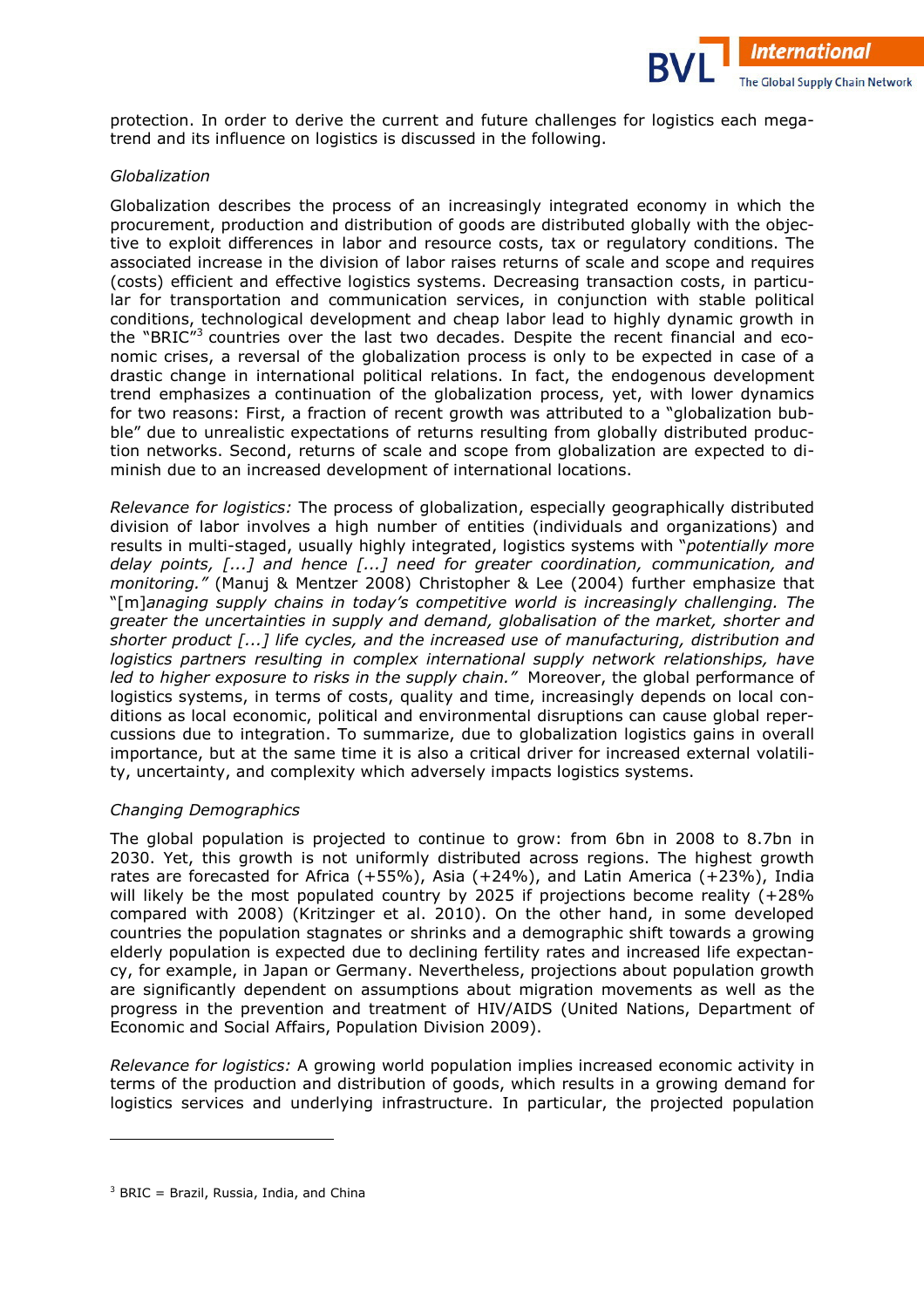protection. In order to derive the current and future challenges for logistics each mega-trend and its influence on logistics is discussed in the following.

*Globalization*

Globalization describes the process of an increasingly integrated economy in which the procurement, production and distribution of goods are distributed globally with the objective to exploit differences in labor and resource costs, tax or regulatory conditions. The associated increase in the division of labor raises returns of scale and scope and requires (costs) efficient and effective logistics systems. Decreasing transaction costs, in particular for transportation and communication services, in conjunction with stable political conditions, technological development and cheap labor lead to highly dynamic growth in the "BRIC"[3] countries over the last two decades. Despite the recent financial and economic crises, a reversal of the globalization process is only to be expected in case of a drastic change in international political relations. In fact, the endogenous development trend emphasizes a continuation of the globalization process, yet, with lower dynamics for two reasons: First, a fraction of recent growth was attributed to a "globalization bubble" due to unrealistic expectations of returns resulting from globally distributed production networks. Second, returns of scale and scope from globalization are expected to diminish due to an increased development of international locations.

*Relevance for logistics:* The process of globalization, especially geographically distributed division of labor involves a high number of entities (individuals and organizations) and results in multi-staged, usually highly integrated, logistics systems with "*potentially more delay points, [...] and hence [...] need for greater coordination, communication, and monitoring.*" (Manuj & Mentzer 2008) Christopher & Lee (2004) further emphasize that "[m]*anaging supply chains in today's competitive world is increasingly challenging. The greater the uncertainties in supply and demand, globalisation of the market, shorter and shorter product [...] life cycles, and the increased use of manufacturing, distribution and logistics partners resulting in complex international supply network relationships, have led to higher exposure to risks in the supply chain.*" Moreover, the global performance of logistics systems, in terms of costs, quality and time, increasingly depends on local conditions as local economic, political and environmental disruptions can cause global repercussions due to integration. To summarize, due to globalization logistics gains in overall importance, but at the same time it is also a critical driver for increased external volatility, uncertainty, and complexity which adversely impacts logistics systems.

*Changing Demographics*

The global population is projected to continue to grow: from 6bn in 2008 to 8.7bn in 2030. Yet, this growth is not uniformly distributed across regions. The highest growth rates are forecasted for Africa (+55%), Asia (+24%), and Latin America (+23%), India will likely be the most populated country by 2025 if projections become reality (+28% compared with 2008) (Kritzinger et al. 2010). On the other hand, in some developed countries the population stagnates or shrinks and a demographic shift towards a growing elderly population is expected due to declining fertility rates and increased life expectancy, for example, in Japan or Germany. Nevertheless, projections about population growth are significantly dependent on assumptions about migration movements as well as the progress in the prevention and treatment of HIV/AIDS (United Nations, Department of Economic and Social Affairs, Population Division 2009).

*Relevance for logistics:* A growing world population implies increased economic activity in terms of the production and distribution of goods, which results in a growing demand for logistics services and underlying infrastructure. In particular, the projected population

---

[3] BRIC = Brazil, Russia, India, and China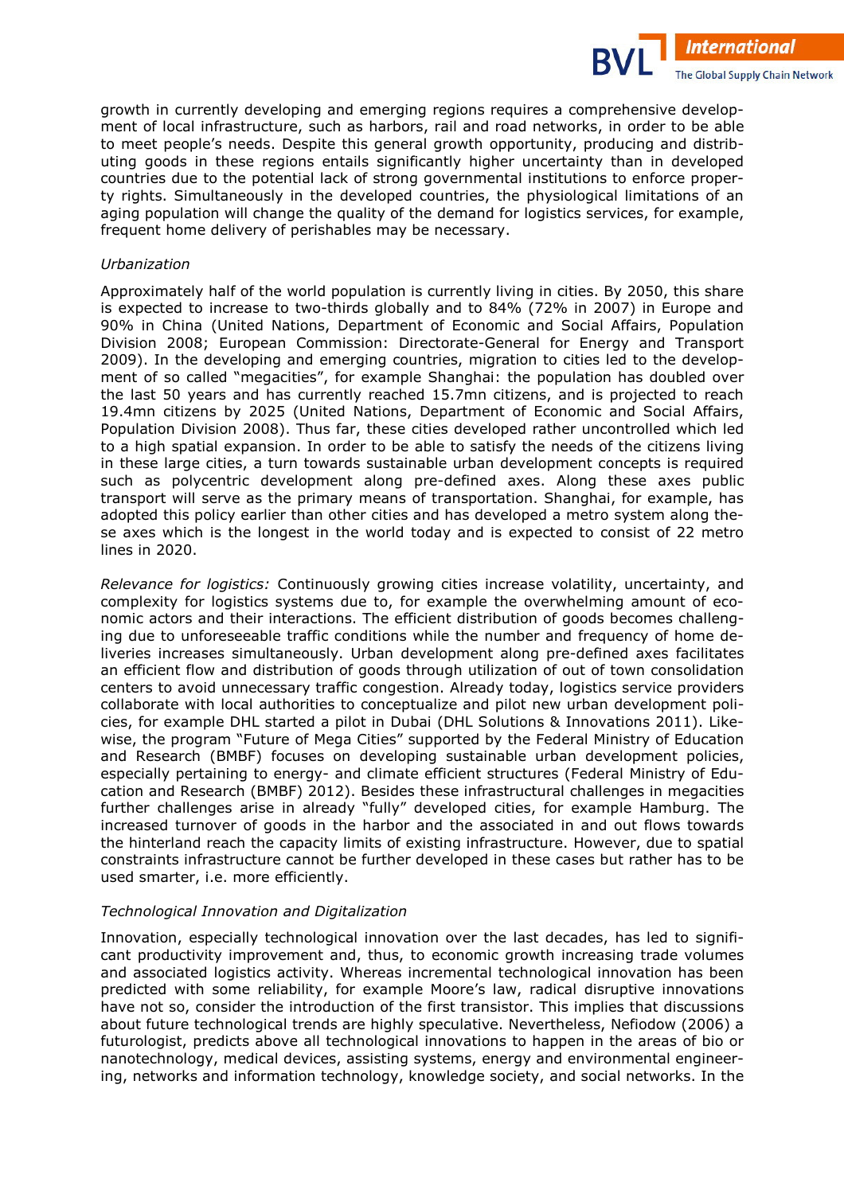growth in currently developing and emerging regions requires a comprehensive development of local infrastructure, such as harbors, rail and road networks, in order to be able to meet people's needs. Despite this general growth opportunity, producing and distributing goods in these regions entails significantly higher uncertainty than in developed countries due to the potential lack of strong governmental institutions to enforce property rights. Simultaneously in the developed countries, the physiological limitations of an aging population will change the quality of the demand for logistics services, for example, frequent home delivery of perishables may be necessary.

*Urbanization*

Approximately half of the world population is currently living in cities. By 2050, this share is expected to increase to two-thirds globally and to 84% (72% in 2007) in Europe and 90% in China (United Nations, Department of Economic and Social Affairs, Population Division 2008; European Commission: Directorate-General for Energy and Transport 2009). In the developing and emerging countries, migration to cities led to the development of so called "megacities", for example Shanghai: the population has doubled over the last 50 years and has currently reached 15.7mn citizens, and is projected to reach 19.4mn citizens by 2025 (United Nations, Department of Economic and Social Affairs, Population Division 2008). Thus far, these cities developed rather uncontrolled which led to a high spatial expansion. In order to be able to satisfy the needs of the citizens living in these large cities, a turn towards sustainable urban development concepts is required such as polycentric development along pre-defined axes. Along these axes public transport will serve as the primary means of transportation. Shanghai, for example, has adopted this policy earlier than other cities and has developed a metro system along these axes which is the longest in the world today and is expected to consist of 22 metro lines in 2020.

*Relevance for logistics:* Continuously growing cities increase volatility, uncertainty, and complexity for logistics systems due to, for example the overwhelming amount of economic actors and their interactions. The efficient distribution of goods becomes challenging due to unforeseeable traffic conditions while the number and frequency of home deliveries increases simultaneously. Urban development along pre-defined axes facilitates an efficient flow and distribution of goods through utilization of out of town consolidation centers to avoid unnecessary traffic congestion. Already today, logistics service providers collaborate with local authorities to conceptualize and pilot new urban development policies, for example DHL started a pilot in Dubai (DHL Solutions & Innovations 2011). Likewise, the program "Future of Mega Cities" supported by the Federal Ministry of Education and Research (BMBF) focuses on developing sustainable urban development policies, especially pertaining to energy- and climate efficient structures (Federal Ministry of Education and Research (BMBF) 2012). Besides these infrastructural challenges in megacities further challenges arise in already "fully" developed cities, for example Hamburg. The increased turnover of goods in the harbor and the associated in and out flows towards the hinterland reach the capacity limits of existing infrastructure. However, due to spatial constraints infrastructure cannot be further developed in these cases but rather has to be used smarter, i.e. more efficiently.

*Technological Innovation and Digitalization*

Innovation, especially technological innovation over the last decades, has led to significant productivity improvement and, thus, to economic growth increasing trade volumes and associated logistics activity. Whereas incremental technological innovation has been predicted with some reliability, for example Moore's law, radical disruptive innovations have not so, consider the introduction of the first transistor. This implies that discussions about future technological trends are highly speculative. Nevertheless, Nefiodow (2006) a futurologist, predicts above all technological innovations to happen in the areas of bio or nanotechnology, medical devices, assisting systems, energy and environmental engineering, networks and information technology, knowledge society, and social networks. In the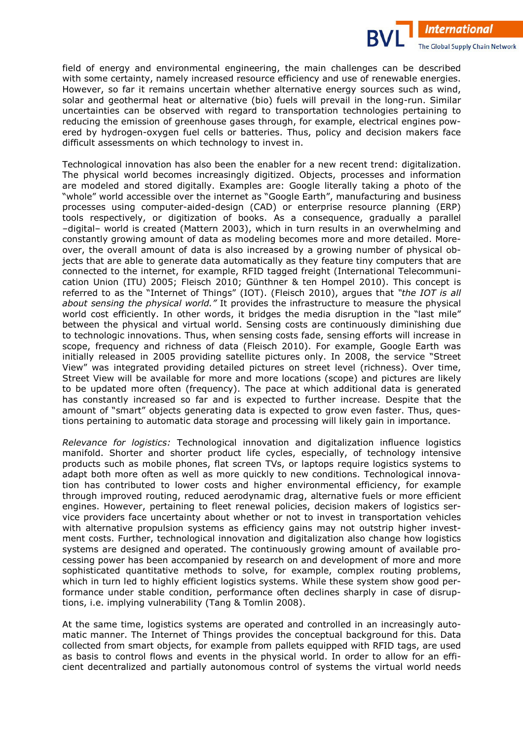field of energy and environmental engineering, the main challenges can be described with some certainty, namely increased resource efficiency and use of renewable energies. However, so far it remains uncertain whether alternative energy sources such as wind, solar and geothermal heat or alternative (bio) fuels will prevail in the long-run. Similar uncertainties can be observed with regard to transportation technologies pertaining to reducing the emission of greenhouse gases through, for example, electrical engines powered by hydrogen-oxygen fuel cells or batteries. Thus, policy and decision makers face difficult assessments on which technology to invest in.

Technological innovation has also been the enabler for a new recent trend: digitalization. The physical world becomes increasingly digitized. Objects, processes and information are modeled and stored digitally. Examples are: Google literally taking a photo of the "whole" world accessible over the internet as "Google Earth", manufacturing and business processes using computer-aided-design (CAD) or enterprise resource planning (ERP) tools respectively, or digitization of books. As a consequence, gradually a parallel –digital– world is created (Mattern 2003), which in turn results in an overwhelming and constantly growing amount of data as modeling becomes more and more detailed. Moreover, the overall amount of data is also increased by a growing number of physical objects that are able to generate data automatically as they feature tiny computers that are connected to the internet, for example, RFID tagged freight (International Telecommunication Union (ITU) 2005; Fleisch 2010; Günthner & ten Hompel 2010). This concept is referred to as the "Internet of Things" (IOT). (Fleisch 2010), argues that *"the IOT is all about sensing the physical world."* It provides the infrastructure to measure the physical world cost efficiently. In other words, it bridges the media disruption in the "last mile" between the physical and virtual world. Sensing costs are continuously diminishing due to technologic innovations. Thus, when sensing costs fade, sensing efforts will increase in scope, frequency and richness of data (Fleisch 2010). For example, Google Earth was initially released in 2005 providing satellite pictures only. In 2008, the service "Street View" was integrated providing detailed pictures on street level (richness). Over time, Street View will be available for more and more locations (scope) and pictures are likely to be updated more often (frequency). The pace at which additional data is generated has constantly increased so far and is expected to further increase. Despite that the amount of "smart" objects generating data is expected to grow even faster. Thus, questions pertaining to automatic data storage and processing will likely gain in importance.

*Relevance for logistics:* Technological innovation and digitalization influence logistics manifold. Shorter and shorter product life cycles, especially, of technology intensive products such as mobile phones, flat screen TVs, or laptops require logistics systems to adapt both more often as well as more quickly to new conditions. Technological innovation has contributed to lower costs and higher environmental efficiency, for example through improved routing, reduced aerodynamic drag, alternative fuels or more efficient engines. However, pertaining to fleet renewal policies, decision makers of logistics service providers face uncertainty about whether or not to invest in transportation vehicles with alternative propulsion systems as efficiency gains may not outstrip higher investment costs. Further, technological innovation and digitalization also change how logistics systems are designed and operated. The continuously growing amount of available processing power has been accompanied by research on and development of more and more sophisticated quantitative methods to solve, for example, complex routing problems, which in turn led to highly efficient logistics systems. While these system show good performance under stable condition, performance often declines sharply in case of disruptions, i.e. implying vulnerability (Tang & Tomlin 2008).

At the same time, logistics systems are operated and controlled in an increasingly automatic manner. The Internet of Things provides the conceptual background for this. Data collected from smart objects, for example from pallets equipped with RFID tags, are used as basis to control flows and events in the physical world. In order to allow for an efficient decentralized and partially autonomous control of systems the virtual world needs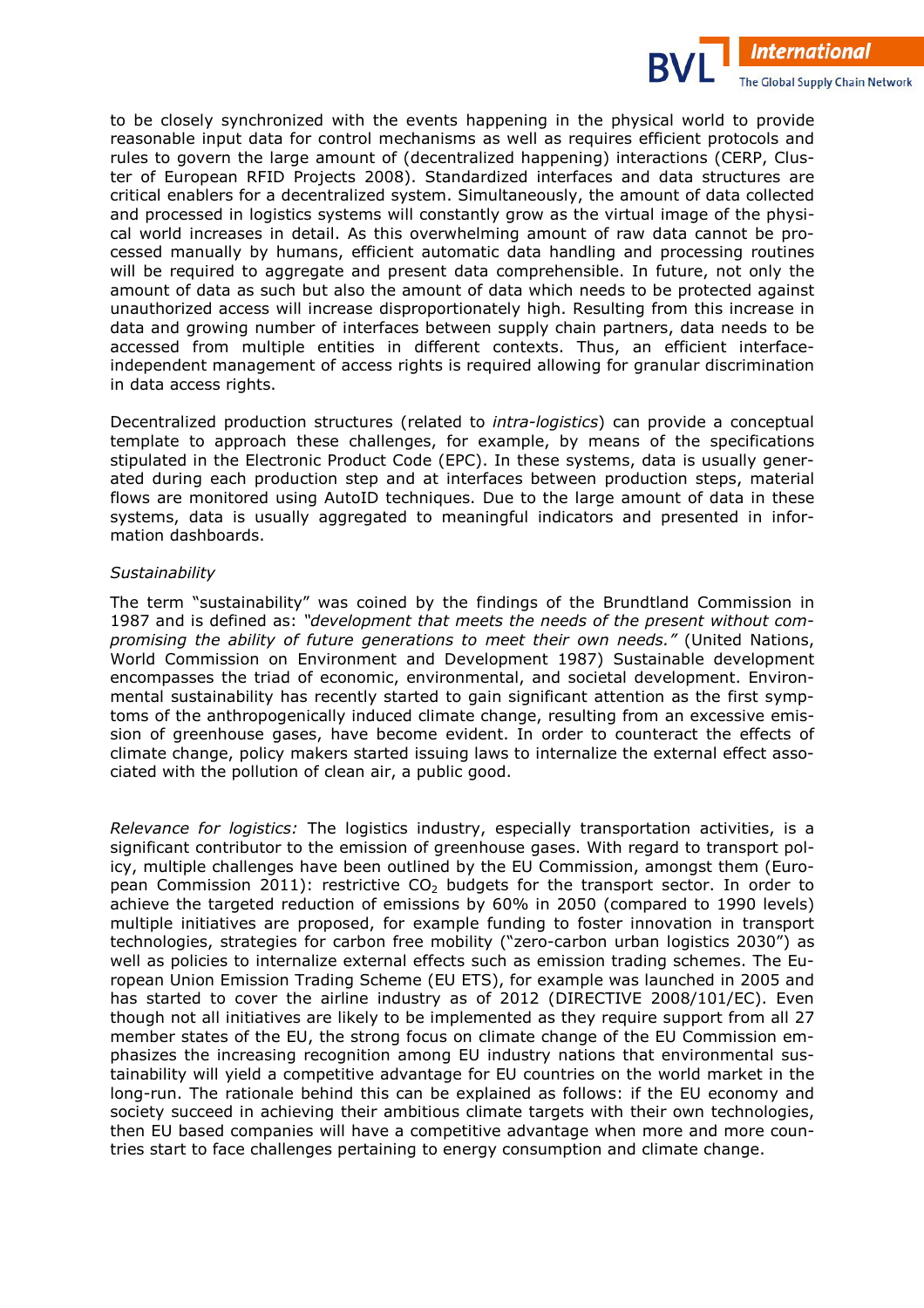to be closely synchronized with the events happening in the physical world to provide reasonable input data for control mechanisms as well as requires efficient protocols and rules to govern the large amount of (decentralized happening) interactions (CERP, Cluster of European RFID Projects 2008). Standardized interfaces and data structures are critical enablers for a decentralized system. Simultaneously, the amount of data collected and processed in logistics systems will constantly grow as the virtual image of the physical world increases in detail. As this overwhelming amount of raw data cannot be processed manually by humans, efficient automatic data handling and processing routines will be required to aggregate and present data comprehensible. In future, not only the amount of data as such but also the amount of data which needs to be protected against unauthorized access will increase disproportionately high. Resulting from this increase in data and growing number of interfaces between supply chain partners, data needs to be accessed from multiple entities in different contexts. Thus, an efficient interface-independent management of access rights is required allowing for granular discrimination in data access rights.

Decentralized production structures (related to *intra-logistics*) can provide a conceptual template to approach these challenges, for example, by means of the specifications stipulated in the Electronic Product Code (EPC). In these systems, data is usually generated during each production step and at interfaces between production steps, material flows are monitored using AutoID techniques. Due to the large amount of data in these systems, data is usually aggregated to meaningful indicators and presented in information dashboards.

*Sustainability*

The term "sustainability" was coined by the findings of the Brundtland Commission in 1987 and is defined as: *"development that meets the needs of the present without compromising the ability of future generations to meet their own needs."* (United Nations, World Commission on Environment and Development 1987) Sustainable development encompasses the triad of economic, environmental, and societal development. Environmental sustainability has recently started to gain significant attention as the first symptoms of the anthropogenically induced climate change, resulting from an excessive emission of greenhouse gases, have become evident. In order to counteract the effects of climate change, policy makers started issuing laws to internalize the external effect associated with the pollution of clean air, a public good.

*Relevance for logistics:* The logistics industry, especially transportation activities, is a significant contributor to the emission of greenhouse gases. With regard to transport policy, multiple challenges have been outlined by the EU Commission, amongst them (European Commission 2011): restrictive $CO_2$ budgets for the transport sector. In order to achieve the targeted reduction of emissions by 60% in 2050 (compared to 1990 levels) multiple initiatives are proposed, for example funding to foster innovation in transport technologies, strategies for carbon free mobility ("zero-carbon urban logistics 2030") as well as policies to internalize external effects such as emission trading schemes. The European Union Emission Trading Scheme (EU ETS), for example was launched in 2005 and has started to cover the airline industry as of 2012 (DIRECTIVE 2008/101/EC). Even though not all initiatives are likely to be implemented as they require support from all 27 member states of the EU, the strong focus on climate change of the EU Commission emphasizes the increasing recognition among EU industry nations that environmental sustainability will yield a competitive advantage for EU countries on the world market in the long-run. The rationale behind this can be explained as follows: if the EU economy and society succeed in achieving their ambitious climate targets with their own technologies, then EU based companies will have a competitive advantage when more and more countries start to face challenges pertaining to energy consumption and climate change.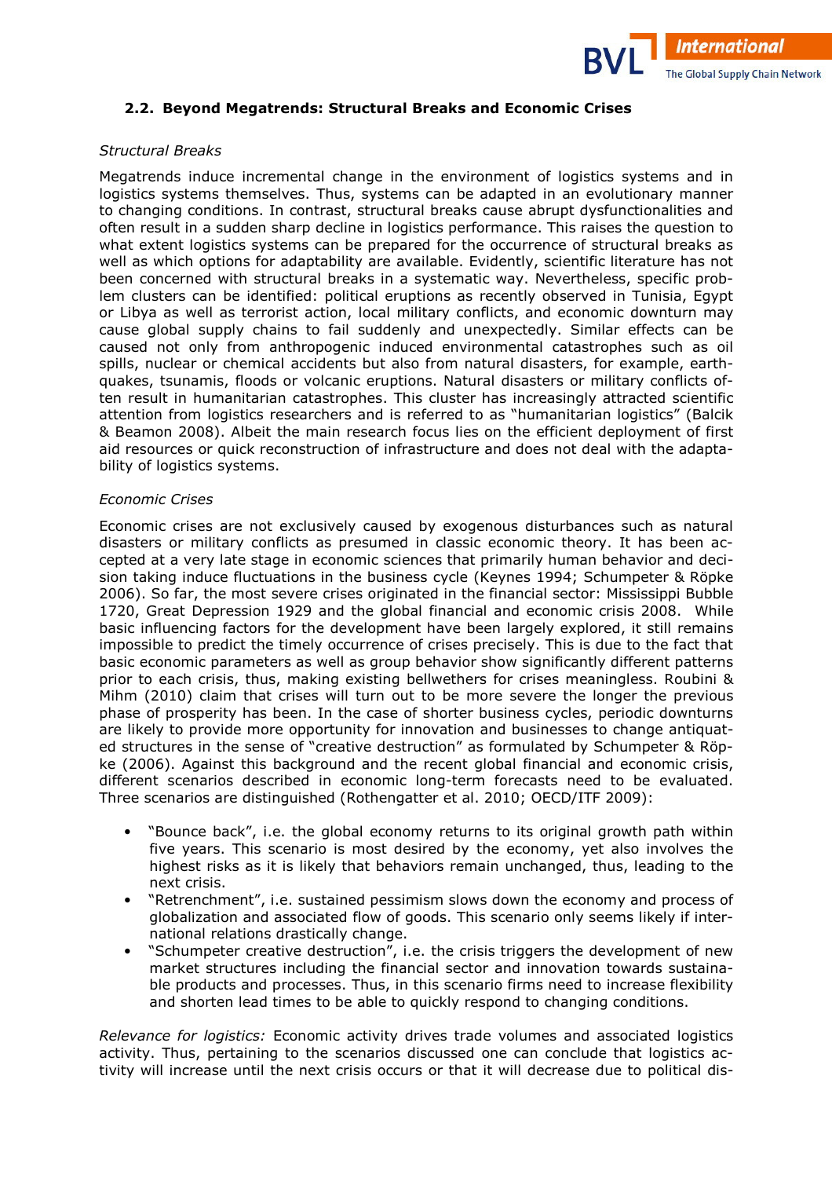## 2.2. Beyond Megatrends: Structural Breaks and Economic Crises

*Structural Breaks*

Megatrends induce incremental change in the environment of logistics systems and in logistics systems themselves. Thus, systems can be adapted in an evolutionary manner to changing conditions. In contrast, structural breaks cause abrupt dysfunctionalities and often result in a sudden sharp decline in logistics performance. This raises the question to what extent logistics systems can be prepared for the occurrence of structural breaks as well as which options for adaptability are available. Evidently, scientific literature has not been concerned with structural breaks in a systematic way. Nevertheless, specific problem clusters can be identified: political eruptions as recently observed in Tunisia, Egypt or Libya as well as terrorist action, local military conflicts, and economic downturn may cause global supply chains to fail suddenly and unexpectedly. Similar effects can be caused not only from anthropogenic induced environmental catastrophes such as oil spills, nuclear or chemical accidents but also from natural disasters, for example, earthquakes, tsunamis, floods or volcanic eruptions. Natural disasters or military conflicts often result in humanitarian catastrophes. This cluster has increasingly attracted scientific attention from logistics researchers and is referred to as "humanitarian logistics" (Balcik & Beamon 2008). Albeit the main research focus lies on the efficient deployment of first aid resources or quick reconstruction of infrastructure and does not deal with the adaptability of logistics systems.

*Economic Crises*

Economic crises are not exclusively caused by exogenous disturbances such as natural disasters or military conflicts as presumed in classic economic theory. It has been accepted at a very late stage in economic sciences that primarily human behavior and decision taking induce fluctuations in the business cycle (Keynes 1994; Schumpeter & Röpke 2006). So far, the most severe crises originated in the financial sector: Mississippi Bubble 1720, Great Depression 1929 and the global financial and economic crisis 2008. While basic influencing factors for the development have been largely explored, it still remains impossible to predict the timely occurrence of crises precisely. This is due to the fact that basic economic parameters as well as group behavior show significantly different patterns prior to each crisis, thus, making existing bellwethers for crises meaningless. Roubini & Mihm (2010) claim that crises will turn out to be more severe the longer the previous phase of prosperity has been. In the case of shorter business cycles, periodic downturns are likely to provide more opportunity for innovation and businesses to change antiquated structures in the sense of "creative destruction" as formulated by Schumpeter & Röpke (2006). Against this background and the recent global financial and economic crisis, different scenarios described in economic long-term forecasts need to be evaluated. Three scenarios are distinguished (Rothengatter et al. 2010; OECD/ITF 2009):

- "Bounce back", i.e. the global economy returns to its original growth path within five years. This scenario is most desired by the economy, yet also involves the highest risks as it is likely that behaviors remain unchanged, thus, leading to the next crisis.
- "Retrenchment", i.e. sustained pessimism slows down the economy and process of globalization and associated flow of goods. This scenario only seems likely if international relations drastically change.
- "Schumpeter creative destruction", i.e. the crisis triggers the development of new market structures including the financial sector and innovation towards sustainable products and processes. Thus, in this scenario firms need to increase flexibility and shorten lead times to be able to quickly respond to changing conditions.

*Relevance for logistics:* Economic activity drives trade volumes and associated logistics activity. Thus, pertaining to the scenarios discussed one can conclude that logistics activity will increase until the next crisis occurs or that it will decrease due to political dis-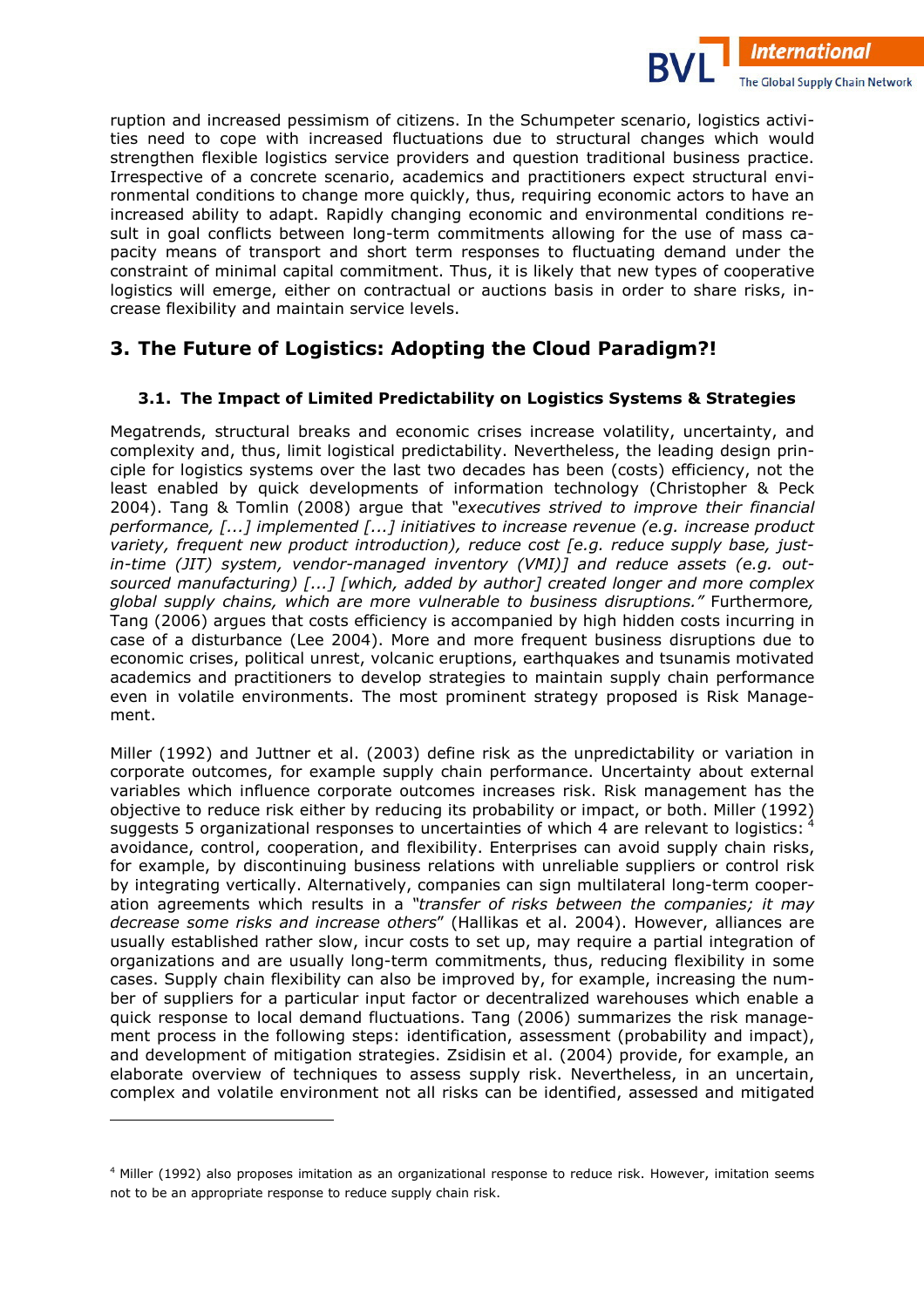ruption and increased pessimism of citizens. In the Schumpeter scenario, logistics activities need to cope with increased fluctuations due to structural changes which would strengthen flexible logistics service providers and question traditional business practice. Irrespective of a concrete scenario, academics and practitioners expect structural environmental conditions to change more quickly, thus, requiring economic actors to have an increased ability to adapt. Rapidly changing economic and environmental conditions result in goal conflicts between long-term commitments allowing for the use of mass capacity means of transport and short term responses to fluctuating demand under the constraint of minimal capital commitment. Thus, it is likely that new types of cooperative logistics will emerge, either on contractual or auctions basis in order to share risks, increase flexibility and maintain service levels.

## 3. The Future of Logistics: Adopting the Cloud Paradigm?!

### 3.1. The Impact of Limited Predictability on Logistics Systems & Strategies

Megatrends, structural breaks and economic crises increase volatility, uncertainty, and complexity and, thus, limit logistical predictability. Nevertheless, the leading design principle for logistics systems over the last two decades has been (costs) efficiency, not the least enabled by quick developments of information technology (Christopher & Peck 2004). Tang & Tomlin (2008) argue that *"executives strived to improve their financial performance, [...] implemented [...] initiatives to increase revenue (e.g. increase product variety, frequent new product introduction), reduce cost [e.g. reduce supply base, just-in-time (JIT) system, vendor-managed inventory (VMI)] and reduce assets (e.g. outsourced manufacturing) [...] [which, added by author] created longer and more complex global supply chains, which are more vulnerable to business disruptions."* Furthermore, Tang (2006) argues that costs efficiency is accompanied by high hidden costs incurring in case of a disturbance (Lee 2004). More and more frequent business disruptions due to economic crises, political unrest, volcanic eruptions, earthquakes and tsunamis motivated academics and practitioners to develop strategies to maintain supply chain performance even in volatile environments. The most prominent strategy proposed is Risk Management.

Miller (1992) and Juttner et al. (2003) define risk as the unpredictability or variation in corporate outcomes, for example supply chain performance. Uncertainty about external variables which influence corporate outcomes increases risk. Risk management has the objective to reduce risk either by reducing its probability or impact, or both. Miller (1992) suggests 5 organizational responses to uncertainties of which 4 are relevant to logistics: [4] avoidance, control, cooperation, and flexibility. Enterprises can avoid supply chain risks, for example, by discontinuing business relations with unreliable suppliers or control risk by integrating vertically. Alternatively, companies can sign multilateral long-term cooperation agreements which results in a *"transfer of risks between the companies; it may decrease some risks and increase others"* (Hallikas et al. 2004). However, alliances are usually established rather slow, incur costs to set up, may require a partial integration of organizations and are usually long-term commitments, thus, reducing flexibility in some cases. Supply chain flexibility can also be improved by, for example, increasing the number of suppliers for a particular input factor or decentralized warehouses which enable a quick response to local demand fluctuations. Tang (2006) summarizes the risk management process in the following steps: identification, assessment (probability and impact), and development of mitigation strategies. Zsidisin et al. (2004) provide, for example, an elaborate overview of techniques to assess supply risk. Nevertheless, in an uncertain, complex and volatile environment not all risks can be identified, assessed and mitigated

[4] Miller (1992) also proposes imitation as an organizational response to reduce risk. However, imitation seems not to be an appropriate response to reduce supply chain risk.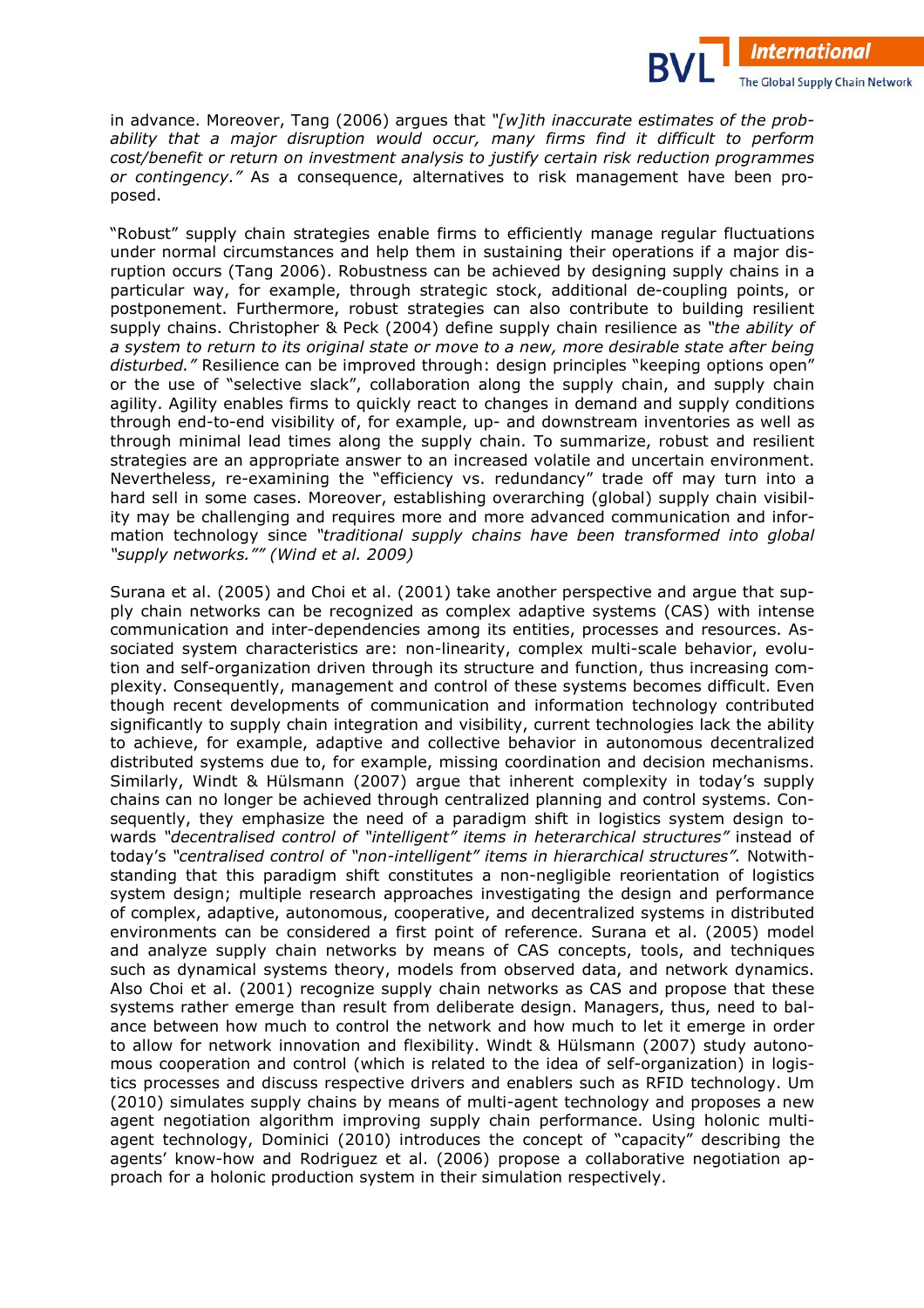in advance. Moreover, Tang (2006) argues that *"[w]ith inaccurate estimates of the probability that a major disruption would occur, many firms find it difficult to perform cost/benefit or return on investment analysis to justify certain risk reduction programmes or contingency."* As a consequence, alternatives to risk management have been proposed.

"Robust" supply chain strategies enable firms to efficiently manage regular fluctuations under normal circumstances and help them in sustaining their operations if a major disruption occurs (Tang 2006). Robustness can be achieved by designing supply chains in a particular way, for example, through strategic stock, additional de-coupling points, or postponement. Furthermore, robust strategies can also contribute to building resilient supply chains. Christopher & Peck (2004) define supply chain resilience as *"the ability of a system to return to its original state or move to a new, more desirable state after being disturbed."* Resilience can be improved through: design principles "keeping options open" or the use of "selective slack", collaboration along the supply chain, and supply chain agility. Agility enables firms to quickly react to changes in demand and supply conditions through end-to-end visibility of, for example, up- and downstream inventories as well as through minimal lead times along the supply chain. To summarize, robust and resilient strategies are an appropriate answer to an increased volatile and uncertain environment. Nevertheless, re-examining the "efficiency vs. redundancy" trade off may turn into a hard sell in some cases. Moreover, establishing overarching (global) supply chain visibility may be challenging and requires more and more advanced communication and information technology since *"traditional supply chains have been transformed into global "supply networks."" (Wind et al. 2009)*

Surana et al. (2005) and Choi et al. (2001) take another perspective and argue that supply chain networks can be recognized as complex adaptive systems (CAS) with intense communication and inter-dependencies among its entities, processes and resources. Associated system characteristics are: non-linearity, complex multi-scale behavior, evolution and self-organization driven through its structure and function, thus increasing complexity. Consequently, management and control of these systems becomes difficult. Even though recent developments of communication and information technology contributed significantly to supply chain integration and visibility, current technologies lack the ability to achieve, for example, adaptive and collective behavior in autonomous decentralized distributed systems due to, for example, missing coordination and decision mechanisms. Similarly, Windt & Hülsmann (2007) argue that inherent complexity in today's supply chains can no longer be achieved through centralized planning and control systems. Consequently, they emphasize the need of a paradigm shift in logistics system design towards *"decentralised control of "intelligent" items in heterarchical structures"* instead of today's *"centralised control of "non-intelligent" items in hierarchical structures".* Notwithstanding that this paradigm shift constitutes a non-negligible reorientation of logistics system design; multiple research approaches investigating the design and performance of complex, adaptive, autonomous, cooperative, and decentralized systems in distributed environments can be considered a first point of reference. Surana et al. (2005) model and analyze supply chain networks by means of CAS concepts, tools, and techniques such as dynamical systems theory, models from observed data, and network dynamics. Also Choi et al. (2001) recognize supply chain networks as CAS and propose that these systems rather emerge than result from deliberate design. Managers, thus, need to balance between how much to control the network and how much to let it emerge in order to allow for network innovation and flexibility. Windt & Hülsmann (2007) study autonomous cooperation and control (which is related to the idea of self-organization) in logistics processes and discuss respective drivers and enablers such as RFID technology. Um (2010) simulates supply chains by means of multi-agent technology and proposes a new agent negotiation algorithm improving supply chain performance. Using holonic multi-agent technology, Dominici (2010) introduces the concept of "capacity" describing the agents' know-how and Rodriguez et al. (2006) propose a collaborative negotiation approach for a holonic production system in their simulation respectively.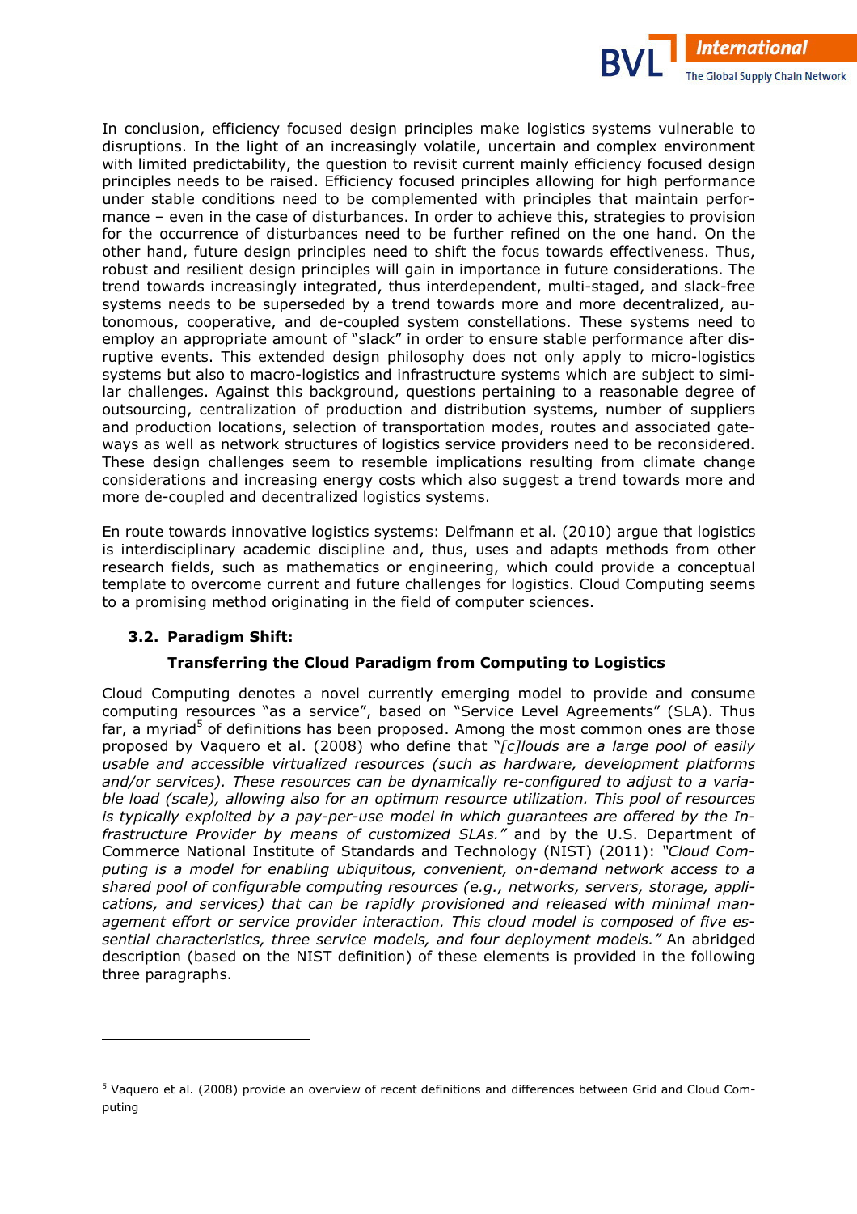In conclusion, efficiency focused design principles make logistics systems vulnerable to disruptions. In the light of an increasingly volatile, uncertain and complex environment with limited predictability, the question to revisit current mainly efficiency focused design principles needs to be raised. Efficiency focused principles allowing for high performance under stable conditions need to be complemented with principles that maintain performance – even in the case of disturbances. In order to achieve this, strategies to provision for the occurrence of disturbances need to be further refined on the one hand. On the other hand, future design principles need to shift the focus towards effectiveness. Thus, robust and resilient design principles will gain in importance in future considerations. The trend towards increasingly integrated, thus interdependent, multi-staged, and slack-free systems needs to be superseded by a trend towards more and more decentralized, autonomous, cooperative, and de-coupled system constellations. These systems need to employ an appropriate amount of "slack" in order to ensure stable performance after disruptive events. This extended design philosophy does not only apply to micro-logistics systems but also to macro-logistics and infrastructure systems which are subject to similar challenges. Against this background, questions pertaining to a reasonable degree of outsourcing, centralization of production and distribution systems, number of suppliers and production locations, selection of transportation modes, routes and associated gateways as well as network structures of logistics service providers need to be reconsidered. These design challenges seem to resemble implications resulting from climate change considerations and increasing energy costs which also suggest a trend towards more and more de-coupled and decentralized logistics systems.

En route towards innovative logistics systems: Delfmann et al. (2010) argue that logistics is interdisciplinary academic discipline and, thus, uses and adapts methods from other research fields, such as mathematics or engineering, which could provide a conceptual template to overcome current and future challenges for logistics. Cloud Computing seems to a promising method originating in the field of computer sciences.

### 3.2. Paradigm Shift: Transferring the Cloud Paradigm from Computing to Logistics

Cloud Computing denotes a novel currently emerging model to provide and consume computing resources "as a service", based on "Service Level Agreements" (SLA). Thus far, a myriad[5] of definitions has been proposed. Among the most common ones are those proposed by Vaquero et al. (2008) who define that "*[c]louds are a large pool of easily usable and accessible virtualized resources (such as hardware, development platforms and/or services). These resources can be dynamically re-configured to adjust to a variable load (scale), allowing also for an optimum resource utilization. This pool of resources is typically exploited by a pay-per-use model in which guarantees are offered by the Infrastructure Provider by means of customized SLAs."* and by the U.S. Department of Commerce National Institute of Standards and Technology (NIST) (2011): *"Cloud Computing is a model for enabling ubiquitous, convenient, on-demand network access to a shared pool of configurable computing resources (e.g., networks, servers, storage, applications, and services) that can be rapidly provisioned and released with minimal management effort or service provider interaction. This cloud model is composed of five essential characteristics, three service models, and four deployment models."* An abridged description (based on the NIST definition) of these elements is provided in the following three paragraphs.

[5] Vaquero et al. (2008) provide an overview of recent definitions and differences between Grid and Cloud Computing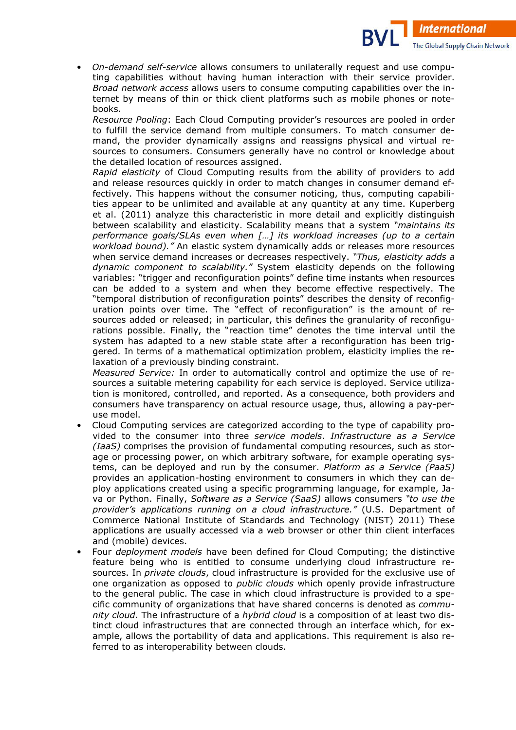- *On-demand self-service* allows consumers to unilaterally request and use computing capabilities without having human interaction with their service provider. *Broad network access* allows users to consume computing capabilities over the internet by means of thin or thick client platforms such as mobile phones or notebooks.
  *Resource Pooling*: Each Cloud Computing provider's resources are pooled in order to fulfill the service demand from multiple consumers. To match consumer demand, the provider dynamically assigns and reassigns physical and virtual resources to consumers. Consumers generally have no control or knowledge about the detailed location of resources assigned.
  *Rapid elasticity* of Cloud Computing results from the ability of providers to add and release resources quickly in order to match changes in consumer demand effectively. This happens without the consumer noticing, thus, computing capabilities appear to be unlimited and available at any quantity at any time. Kuperberg et al. (2011) analyze this characteristic in more detail and explicitly distinguish between scalability and elasticity. Scalability means that a system *"maintains its performance goals/SLAs even when […] its workload increases (up to a certain workload bound)."* An elastic system dynamically adds or releases more resources when service demand increases or decreases respectively. *"Thus, elasticity adds a dynamic component to scalability."* System elasticity depends on the following variables: "trigger and reconfiguration points" define time instants when resources can be added to a system and when they become effective respectively. The "temporal distribution of reconfiguration points" describes the density of reconfiguration points over time. The "effect of reconfiguration" is the amount of resources added or released; in particular, this defines the granularity of reconfigurations possible. Finally, the "reaction time" denotes the time interval until the system has adapted to a new stable state after a reconfiguration has been triggered. In terms of a mathematical optimization problem, elasticity implies the relaxation of a previously binding constraint.
  *Measured Service:* In order to automatically control and optimize the use of resources a suitable metering capability for each service is deployed. Service utilization is monitored, controlled, and reported. As a consequence, both providers and consumers have transparency on actual resource usage, thus, allowing a pay-per-use model.
- Cloud Computing services are categorized according to the type of capability provided to the consumer into three *service models*. *Infrastructure as a Service (IaaS)* comprises the provision of fundamental computing resources, such as storage or processing power, on which arbitrary software, for example operating systems, can be deployed and run by the consumer. *Platform as a Service (PaaS)* provides an application-hosting environment to consumers in which they can deploy applications created using a specific programming language, for example, Java or Python. Finally, *Software as a Service (SaaS)* allows consumers *"to use the provider's applications running on a cloud infrastructure."* (U.S. Department of Commerce National Institute of Standards and Technology (NIST) 2011) These applications are usually accessed via a web browser or other thin client interfaces and (mobile) devices.
- Four *deployment models* have been defined for Cloud Computing; the distinctive feature being who is entitled to consume underlying cloud infrastructure resources. In *private clouds*, cloud infrastructure is provided for the exclusive use of one organization as opposed to *public clouds* which openly provide infrastructure to the general public. The case in which cloud infrastructure is provided to a specific community of organizations that have shared concerns is denoted as *community cloud*. The infrastructure of a *hybrid cloud* is a composition of at least two distinct cloud infrastructures that are connected through an interface which, for example, allows the portability of data and applications. This requirement is also referred to as interoperability between clouds.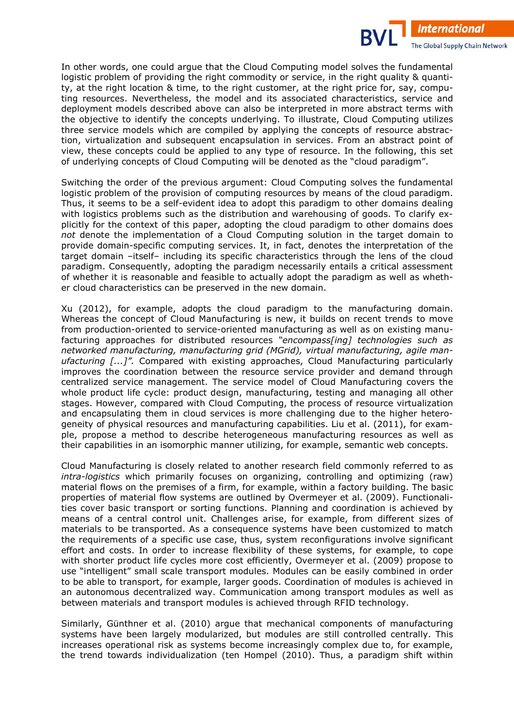In other words, one could argue that the Cloud Computing model solves the fundamental logistic problem of providing the right commodity or service, in the right quality & quantity, at the right location & time, to the right customer, at the right price for, say, computing resources. Nevertheless, the model and its associated characteristics, service and deployment models described above can also be interpreted in more abstract terms with the objective to identify the concepts underlying. To illustrate, Cloud Computing utilizes three service models which are compiled by applying the concepts of resource abstraction, virtualization and subsequent encapsulation in services. From an abstract point of view, these concepts could be applied to any type of resource. In the following, this set of underlying concepts of Cloud Computing will be denoted as the "cloud paradigm".

Switching the order of the previous argument: Cloud Computing solves the fundamental logistic problem of the provision of computing resources by means of the cloud paradigm. Thus, it seems to be a self-evident idea to adopt this paradigm to other domains dealing with logistics problems such as the distribution and warehousing of goods. To clarify explicitly for the context of this paper, adopting the cloud paradigm to other domains does *not* denote the implementation of a Cloud Computing solution in the target domain to provide domain-specific computing services. It, in fact, denotes the interpretation of the target domain –itself– including its specific characteristics through the lens of the cloud paradigm. Consequently, adopting the paradigm necessarily entails a critical assessment of whether it is reasonable and feasible to actually adopt the paradigm as well as whether cloud characteristics can be preserved in the new domain.

Xu (2012), for example, adopts the cloud paradigm to the manufacturing domain. Whereas the concept of Cloud Manufacturing is new, it builds on recent trends to move from production-oriented to service-oriented manufacturing as well as on existing manufacturing approaches for distributed resources *"encompass[ing] technologies such as networked manufacturing, manufacturing grid (MGrid), virtual manufacturing, agile manufacturing [...]"*. Compared with existing approaches, Cloud Manufacturing particularly improves the coordination between the resource service provider and demand through centralized service management. The service model of Cloud Manufacturing covers the whole product life cycle: product design, manufacturing, testing and managing all other stages. However, compared with Cloud Computing, the process of resource virtualization and encapsulating them in cloud services is more challenging due to the higher heterogeneity of physical resources and manufacturing capabilities. Liu et al. (2011), for example, propose a method to describe heterogeneous manufacturing resources as well as their capabilities in an isomorphic manner utilizing, for example, semantic web concepts.

Cloud Manufacturing is closely related to another research field commonly referred to as *intra-logistics* which primarily focuses on organizing, controlling and optimizing (raw) material flows on the premises of a firm, for example, within a factory building. The basic properties of material flow systems are outlined by Overmeyer et al. (2009). Functionalities cover basic transport or sorting functions. Planning and coordination is achieved by means of a central control unit. Challenges arise, for example, from different sizes of materials to be transported. As a consequence systems have been customized to match the requirements of a specific use case, thus, system reconfigurations involve significant effort and costs. In order to increase flexibility of these systems, for example, to cope with shorter product life cycles more cost efficiently, Overmeyer et al. (2009) propose to use "intelligent" small scale transport modules. Modules can be easily combined in order to be able to transport, for example, larger goods. Coordination of modules is achieved in an autonomous decentralized way. Communication among transport modules as well as between materials and transport modules is achieved through RFID technology.

Similarly, Günthner et al. (2010) argue that mechanical components of manufacturing systems have been largely modularized, but modules are still controlled centrally. This increases operational risk as systems become increasingly complex due to, for example, the trend towards individualization (ten Hompel (2010). Thus, a paradigm shift within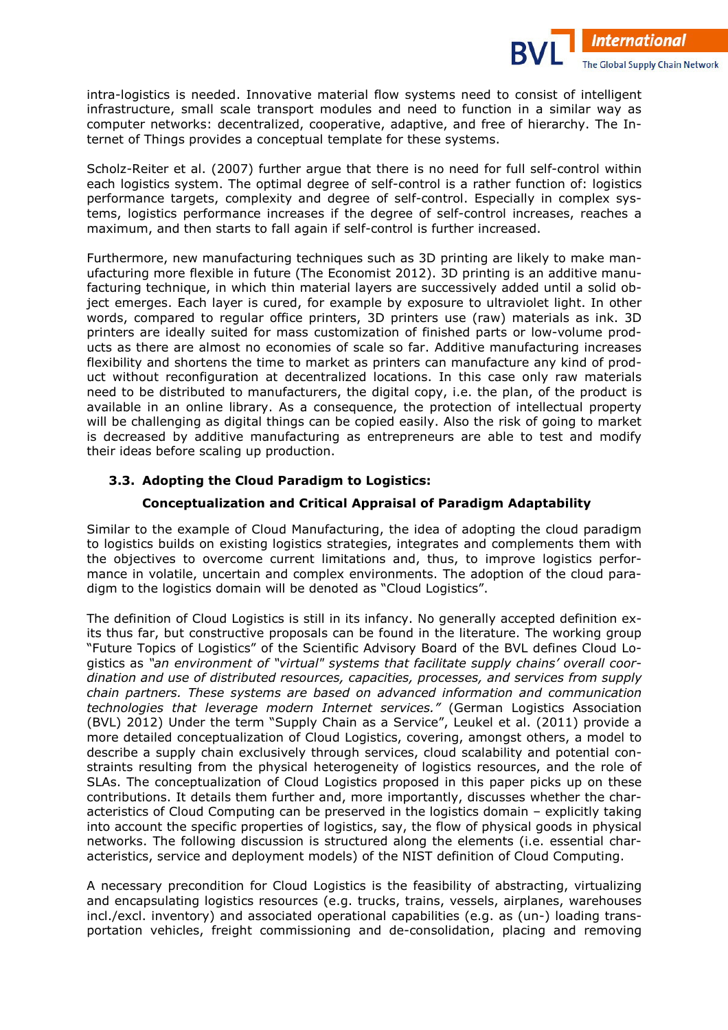intra-logistics is needed. Innovative material flow systems need to consist of intelligent infrastructure, small scale transport modules and need to function in a similar way as computer networks: decentralized, cooperative, adaptive, and free of hierarchy. The Internet of Things provides a conceptual template for these systems.

Scholz-Reiter et al. (2007) further argue that there is no need for full self-control within each logistics system. The optimal degree of self-control is a rather function of: logistics performance targets, complexity and degree of self-control. Especially in complex systems, logistics performance increases if the degree of self-control increases, reaches a maximum, and then starts to fall again if self-control is further increased.

Furthermore, new manufacturing techniques such as 3D printing are likely to make manufacturing more flexible in future (The Economist 2012). 3D printing is an additive manufacturing technique, in which thin material layers are successively added until a solid object emerges. Each layer is cured, for example by exposure to ultraviolet light. In other words, compared to regular office printers, 3D printers use (raw) materials as ink. 3D printers are ideally suited for mass customization of finished parts or low-volume products as there are almost no economies of scale so far. Additive manufacturing increases flexibility and shortens the time to market as printers can manufacture any kind of product without reconfiguration at decentralized locations. In this case only raw materials need to be distributed to manufacturers, the digital copy, i.e. the plan, of the product is available in an online library. As a consequence, the protection of intellectual property will be challenging as digital things can be copied easily. Also the risk of going to market is decreased by additive manufacturing as entrepreneurs are able to test and modify their ideas before scaling up production.

### 3.3. Adopting the Cloud Paradigm to Logistics: Conceptualization and Critical Appraisal of Paradigm Adaptability

Similar to the example of Cloud Manufacturing, the idea of adopting the cloud paradigm to logistics builds on existing logistics strategies, integrates and complements them with the objectives to overcome current limitations and, thus, to improve logistics performance in volatile, uncertain and complex environments. The adoption of the cloud paradigm to the logistics domain will be denoted as "Cloud Logistics".

The definition of Cloud Logistics is still in its infancy. No generally accepted definition exits thus far, but constructive proposals can be found in the literature. The working group "Future Topics of Logistics" of the Scientific Advisory Board of the BVL defines Cloud Logistics as *"an environment of "virtual" systems that facilitate supply chains' overall coordination and use of distributed resources, capacities, processes, and services from supply chain partners. These systems are based on advanced information and communication technologies that leverage modern Internet services."* (German Logistics Association (BVL) 2012) Under the term "Supply Chain as a Service", Leukel et al. (2011) provide a more detailed conceptualization of Cloud Logistics, covering, amongst others, a model to describe a supply chain exclusively through services, cloud scalability and potential constraints resulting from the physical heterogeneity of logistics resources, and the role of SLAs. The conceptualization of Cloud Logistics proposed in this paper picks up on these contributions. It details them further and, more importantly, discusses whether the characteristics of Cloud Computing can be preserved in the logistics domain – explicitly taking into account the specific properties of logistics, say, the flow of physical goods in physical networks. The following discussion is structured along the elements (i.e. essential characteristics, service and deployment models) of the NIST definition of Cloud Computing.

A necessary precondition for Cloud Logistics is the feasibility of abstracting, virtualizing and encapsulating logistics resources (e.g. trucks, trains, vessels, airplanes, warehouses incl./excl. inventory) and associated operational capabilities (e.g. as (un-) loading transportation vehicles, freight commissioning and de-consolidation, placing and removing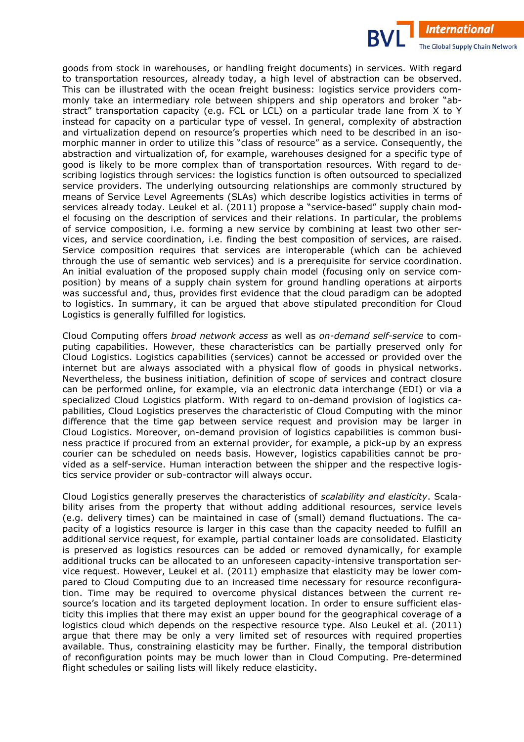goods from stock in warehouses, or handling freight documents) in services. With regard to transportation resources, already today, a high level of abstraction can be observed. This can be illustrated with the ocean freight business: logistics service providers commonly take an intermediary role between shippers and ship operators and broker "abstract" transportation capacity (e.g. FCL or LCL) on a particular trade lane from X to Y instead for capacity on a particular type of vessel. In general, complexity of abstraction and virtualization depend on resource's properties which need to be described in an isomorphic manner in order to utilize this "class of resource" as a service. Consequently, the abstraction and virtualization of, for example, warehouses designed for a specific type of good is likely to be more complex than of transportation resources. With regard to describing logistics through services: the logistics function is often outsourced to specialized service providers. The underlying outsourcing relationships are commonly structured by means of Service Level Agreements (SLAs) which describe logistics activities in terms of services already today. Leukel et al. (2011) propose a "service-based" supply chain model focusing on the description of services and their relations. In particular, the problems of service composition, i.e. forming a new service by combining at least two other services, and service coordination, i.e. finding the best composition of services, are raised. Service composition requires that services are interoperable (which can be achieved through the use of semantic web services) and is a prerequisite for service coordination. An initial evaluation of the proposed supply chain model (focusing only on service composition) by means of a supply chain system for ground handling operations at airports was successful and, thus, provides first evidence that the cloud paradigm can be adopted to logistics. In summary, it can be argued that above stipulated precondition for Cloud Logistics is generally fulfilled for logistics.

Cloud Computing offers *broad network access* as well as *on-demand self-service* to computing capabilities. However, these characteristics can be partially preserved only for Cloud Logistics. Logistics capabilities (services) cannot be accessed or provided over the internet but are always associated with a physical flow of goods in physical networks. Nevertheless, the business initiation, definition of scope of services and contract closure can be performed online, for example, via an electronic data interchange (EDI) or via a specialized Cloud Logistics platform. With regard to on-demand provision of logistics capabilities, Cloud Logistics preserves the characteristic of Cloud Computing with the minor difference that the time gap between service request and provision may be larger in Cloud Logistics. Moreover, on-demand provision of logistics capabilities is common business practice if procured from an external provider, for example, a pick-up by an express courier can be scheduled on needs basis. However, logistics capabilities cannot be provided as a self-service. Human interaction between the shipper and the respective logistics service provider or sub-contractor will always occur.

Cloud Logistics generally preserves the characteristics of *scalability and elasticity*. Scalability arises from the property that without adding additional resources, service levels (e.g. delivery times) can be maintained in case of (small) demand fluctuations. The capacity of a logistics resource is larger in this case than the capacity needed to fulfill an additional service request, for example, partial container loads are consolidated. Elasticity is preserved as logistics resources can be added or removed dynamically, for example additional trucks can be allocated to an unforeseen capacity-intensive transportation service request. However, Leukel et al. (2011) emphasize that elasticity may be lower compared to Cloud Computing due to an increased time necessary for resource reconfiguration. Time may be required to overcome physical distances between the current resource's location and its targeted deployment location. In order to ensure sufficient elasticity this implies that there may exist an upper bound for the geographical coverage of a logistics cloud which depends on the respective resource type. Also Leukel et al. (2011) argue that there may be only a very limited set of resources with required properties available. Thus, constraining elasticity may be further. Finally, the temporal distribution of reconfiguration points may be much lower than in Cloud Computing. Pre-determined flight schedules or sailing lists will likely reduce elasticity.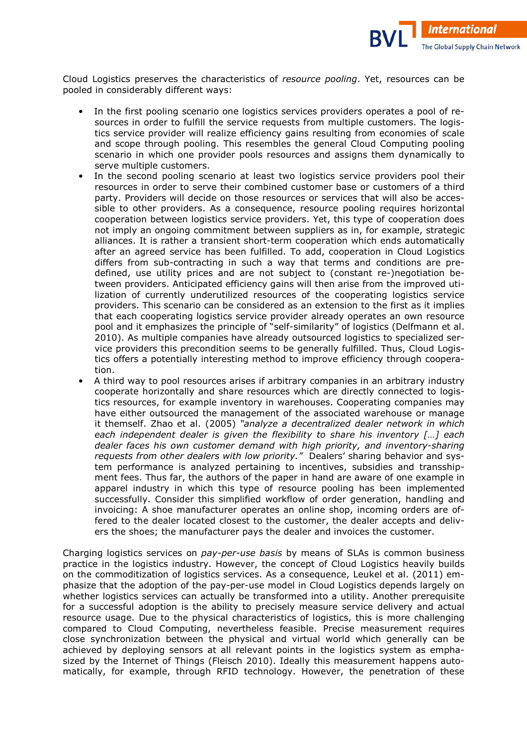Cloud Logistics preserves the characteristics of *resource pooling*. Yet, resources can be pooled in considerably different ways:

- In the first pooling scenario one logistics services providers operates a pool of resources in order to fulfill the service requests from multiple customers. The logistics service provider will realize efficiency gains resulting from economies of scale and scope through pooling. This resembles the general Cloud Computing pooling scenario in which one provider pools resources and assigns them dynamically to serve multiple customers.
- In the second pooling scenario at least two logistics service providers pool their resources in order to serve their combined customer base or customers of a third party. Providers will decide on those resources or services that will also be accessible to other providers. As a consequence, resource pooling requires horizontal cooperation between logistics service providers. Yet, this type of cooperation does not imply an ongoing commitment between suppliers as in, for example, strategic alliances. It is rather a transient short-term cooperation which ends automatically after an agreed service has been fulfilled. To add, cooperation in Cloud Logistics differs from sub-contracting in such a way that terms and conditions are predefined, use utility prices and are not subject to (constant re-)negotiation between providers. Anticipated efficiency gains will then arise from the improved utilization of currently underutilized resources of the cooperating logistics service providers. This scenario can be considered as an extension to the first as it implies that each cooperating logistics service provider already operates an own resource pool and it emphasizes the principle of "self-similarity" of logistics (Delfmann et al. 2010). As multiple companies have already outsourced logistics to specialized service providers this precondition seems to be generally fulfilled. Thus, Cloud Logistics offers a potentially interesting method to improve efficiency through cooperation.
- A third way to pool resources arises if arbitrary companies in an arbitrary industry cooperate horizontally and share resources which are directly connected to logistics resources, for example inventory in warehouses. Cooperating companies may have either outsourced the management of the associated warehouse or manage it themself. Zhao et al. (2005) *"analyze a decentralized dealer network in which each independent dealer is given the flexibility to share his inventory […] each dealer faces his own customer demand with high priority, and inventory-sharing requests from other dealers with low priority."* Dealers' sharing behavior and system performance is analyzed pertaining to incentives, subsidies and transshipment fees. Thus far, the authors of the paper in hand are aware of one example in apparel industry in which this type of resource pooling has been implemented successfully. Consider this simplified workflow of order generation, handling and invoicing: A shoe manufacturer operates an online shop, incoming orders are offered to the dealer located closest to the customer, the dealer accepts and delivers the shoes; the manufacturer pays the dealer and invoices the customer.

Charging logistics services on *pay-per-use basis* by means of SLAs is common business practice in the logistics industry. However, the concept of Cloud Logistics heavily builds on the commoditization of logistics services. As a consequence, Leukel et al. (2011) emphasize that the adoption of the pay-per-use model in Cloud Logistics depends largely on whether logistics services can actually be transformed into a utility. Another prerequisite for a successful adoption is the ability to precisely measure service delivery and actual resource usage. Due to the physical characteristics of logistics, this is more challenging compared to Cloud Computing, nevertheless feasible. Precise measurement requires close synchronization between the physical and virtual world which generally can be achieved by deploying sensors at all relevant points in the logistics system as emphasized by the Internet of Things (Fleisch 2010). Ideally this measurement happens automatically, for example, through RFID technology. However, the penetration of these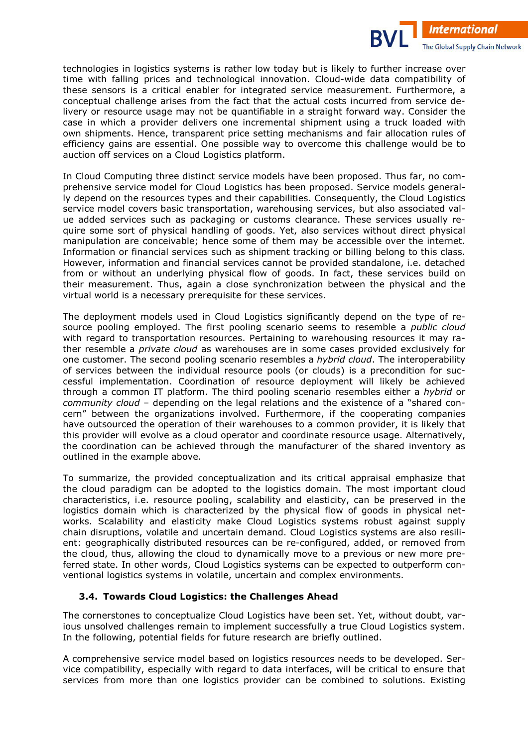technologies in logistics systems is rather low today but is likely to further increase over time with falling prices and technological innovation. Cloud-wide data compatibility of these sensors is a critical enabler for integrated service measurement. Furthermore, a conceptual challenge arises from the fact that the actual costs incurred from service delivery or resource usage may not be quantifiable in a straight forward way. Consider the case in which a provider delivers one incremental shipment using a truck loaded with own shipments. Hence, transparent price setting mechanisms and fair allocation rules of efficiency gains are essential. One possible way to overcome this challenge would be to auction off services on a Cloud Logistics platform.

In Cloud Computing three distinct service models have been proposed. Thus far, no comprehensive service model for Cloud Logistics has been proposed. Service models generally depend on the resources types and their capabilities. Consequently, the Cloud Logistics service model covers basic transportation, warehousing services, but also associated value added services such as packaging or customs clearance. These services usually require some sort of physical handling of goods. Yet, also services without direct physical manipulation are conceivable; hence some of them may be accessible over the internet. Information or financial services such as shipment tracking or billing belong to this class. However, information and financial services cannot be provided standalone, i.e. detached from or without an underlying physical flow of goods. In fact, these services build on their measurement. Thus, again a close synchronization between the physical and the virtual world is a necessary prerequisite for these services.

The deployment models used in Cloud Logistics significantly depend on the type of resource pooling employed. The first pooling scenario seems to resemble a *public cloud* with regard to transportation resources. Pertaining to warehousing resources it may rather resemble a *private cloud* as warehouses are in some cases provided exclusively for one customer. The second pooling scenario resembles a *hybrid cloud*. The interoperability of services between the individual resource pools (or clouds) is a precondition for successful implementation. Coordination of resource deployment will likely be achieved through a common IT platform. The third pooling scenario resembles either a *hybrid* or *community cloud* – depending on the legal relations and the existence of a "shared concern" between the organizations involved. Furthermore, if the cooperating companies have outsourced the operation of their warehouses to a common provider, it is likely that this provider will evolve as a cloud operator and coordinate resource usage. Alternatively, the coordination can be achieved through the manufacturer of the shared inventory as outlined in the example above.

To summarize, the provided conceptualization and its critical appraisal emphasize that the cloud paradigm can be adopted to the logistics domain. The most important cloud characteristics, i.e. resource pooling, scalability and elasticity, can be preserved in the logistics domain which is characterized by the physical flow of goods in physical networks. Scalability and elasticity make Cloud Logistics systems robust against supply chain disruptions, volatile and uncertain demand. Cloud Logistics systems are also resilient: geographically distributed resources can be re-configured, added, or removed from the cloud, thus, allowing the cloud to dynamically move to a previous or new more preferred state. In other words, Cloud Logistics systems can be expected to outperform conventional logistics systems in volatile, uncertain and complex environments.

### 3.4. Towards Cloud Logistics: the Challenges Ahead

The cornerstones to conceptualize Cloud Logistics have been set. Yet, without doubt, various unsolved challenges remain to implement successfully a true Cloud Logistics system. In the following, potential fields for future research are briefly outlined.

A comprehensive service model based on logistics resources needs to be developed. Service compatibility, especially with regard to data interfaces, will be critical to ensure that services from more than one logistics provider can be combined to solutions. Existing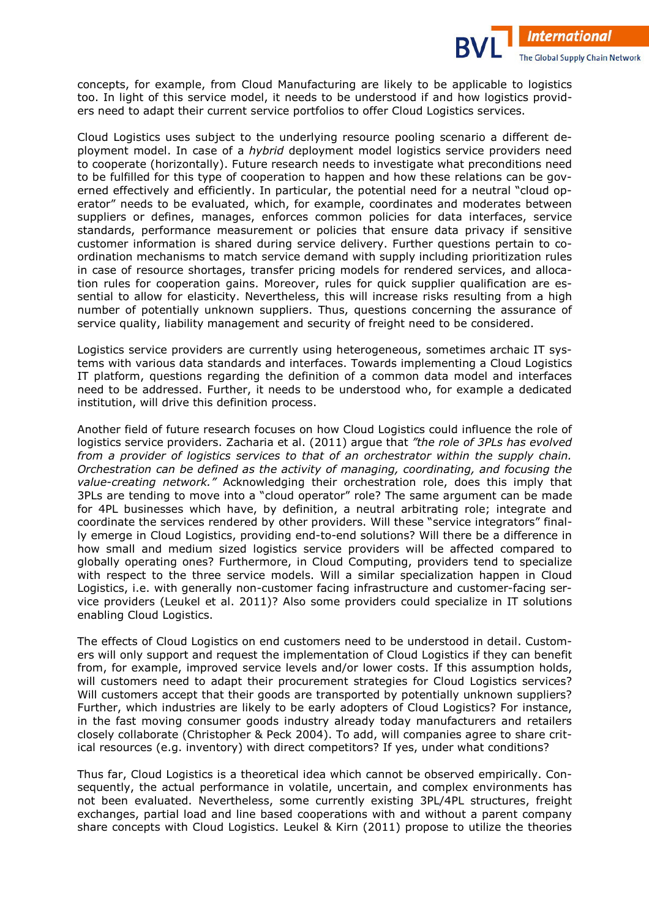concepts, for example, from Cloud Manufacturing are likely to be applicable to logistics too. In light of this service model, it needs to be understood if and how logistics providers need to adapt their current service portfolios to offer Cloud Logistics services.

Cloud Logistics uses subject to the underlying resource pooling scenario a different deployment model. In case of a *hybrid* deployment model logistics service providers need to cooperate (horizontally). Future research needs to investigate what preconditions need to be fulfilled for this type of cooperation to happen and how these relations can be governed effectively and efficiently. In particular, the potential need for a neutral "cloud operator" needs to be evaluated, which, for example, coordinates and moderates between suppliers or defines, manages, enforces common policies for data interfaces, service standards, performance measurement or policies that ensure data privacy if sensitive customer information is shared during service delivery. Further questions pertain to coordination mechanisms to match service demand with supply including prioritization rules in case of resource shortages, transfer pricing models for rendered services, and allocation rules for cooperation gains. Moreover, rules for quick supplier qualification are essential to allow for elasticity. Nevertheless, this will increase risks resulting from a high number of potentially unknown suppliers. Thus, questions concerning the assurance of service quality, liability management and security of freight need to be considered.

Logistics service providers are currently using heterogeneous, sometimes archaic IT systems with various data standards and interfaces. Towards implementing a Cloud Logistics IT platform, questions regarding the definition of a common data model and interfaces need to be addressed. Further, it needs to be understood who, for example a dedicated institution, will drive this definition process.

Another field of future research focuses on how Cloud Logistics could influence the role of logistics service providers. Zacharia et al. (2011) argue that *"the role of 3PLs has evolved from a provider of logistics services to that of an orchestrator within the supply chain. Orchestration can be defined as the activity of managing, coordinating, and focusing the value-creating network."* Acknowledging their orchestration role, does this imply that 3PLs are tending to move into a "cloud operator" role? The same argument can be made for 4PL businesses which have, by definition, a neutral arbitrating role; integrate and coordinate the services rendered by other providers. Will these "service integrators" finally emerge in Cloud Logistics, providing end-to-end solutions? Will there be a difference in how small and medium sized logistics service providers will be affected compared to globally operating ones? Furthermore, in Cloud Computing, providers tend to specialize with respect to the three service models. Will a similar specialization happen in Cloud Logistics, i.e. with generally non-customer facing infrastructure and customer-facing service providers (Leukel et al. 2011)? Also some providers could specialize in IT solutions enabling Cloud Logistics.

The effects of Cloud Logistics on end customers need to be understood in detail. Customers will only support and request the implementation of Cloud Logistics if they can benefit from, for example, improved service levels and/or lower costs. If this assumption holds, will customers need to adapt their procurement strategies for Cloud Logistics services? Will customers accept that their goods are transported by potentially unknown suppliers? Further, which industries are likely to be early adopters of Cloud Logistics? For instance, in the fast moving consumer goods industry already today manufacturers and retailers closely collaborate (Christopher & Peck 2004). To add, will companies agree to share critical resources (e.g. inventory) with direct competitors? If yes, under what conditions?

Thus far, Cloud Logistics is a theoretical idea which cannot be observed empirically. Consequently, the actual performance in volatile, uncertain, and complex environments has not been evaluated. Nevertheless, some currently existing 3PL/4PL structures, freight exchanges, partial load and line based cooperations with and without a parent company share concepts with Cloud Logistics. Leukel & Kirn (2011) propose to utilize the theories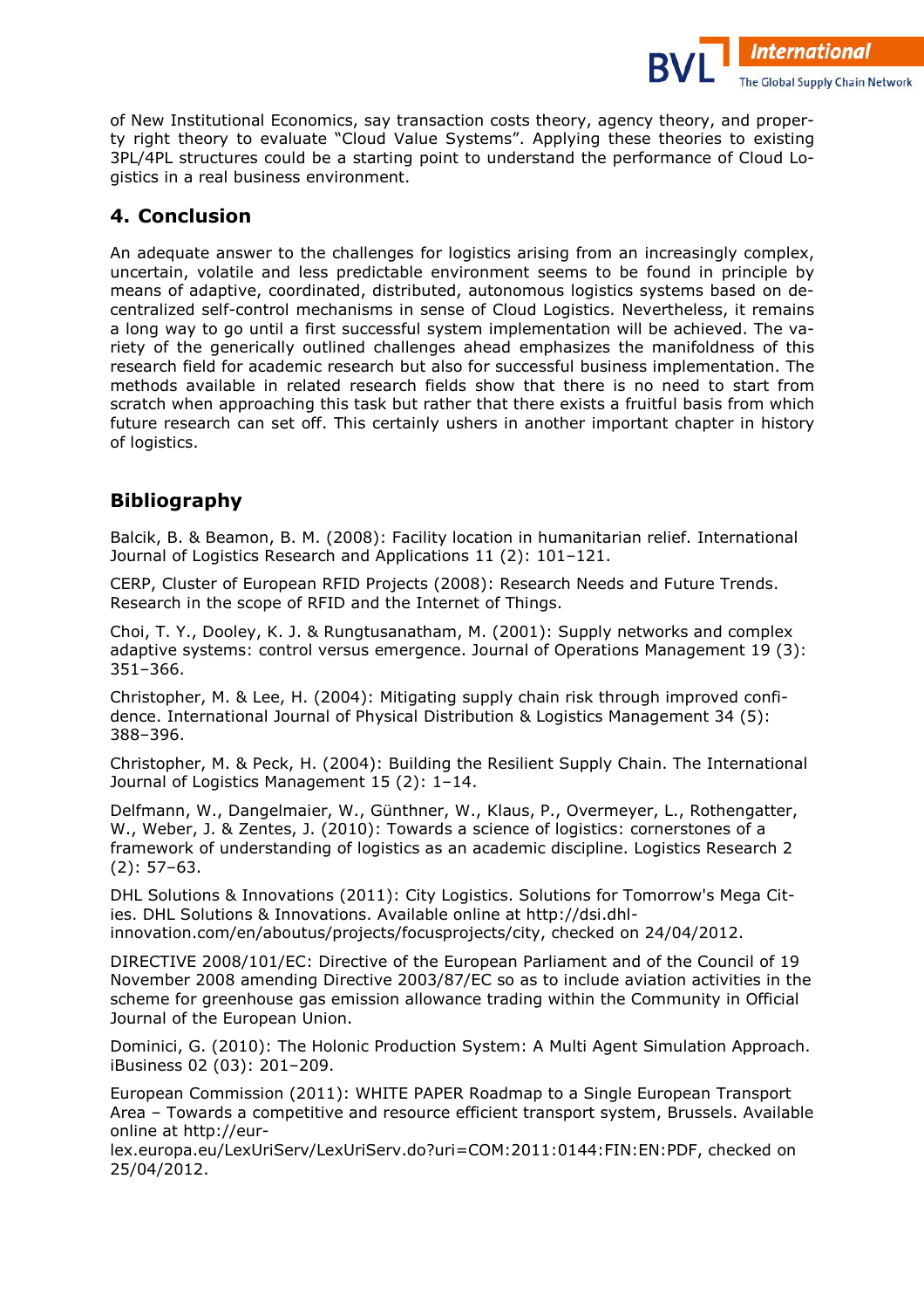of New Institutional Economics, say transaction costs theory, agency theory, and property right theory to evaluate "Cloud Value Systems". Applying these theories to existing 3PL/4PL structures could be a starting point to understand the performance of Cloud Logistics in a real business environment.

## 4. Conclusion

An adequate answer to the challenges for logistics arising from an increasingly complex, uncertain, volatile and less predictable environment seems to be found in principle by means of adaptive, coordinated, distributed, autonomous logistics systems based on decentralized self-control mechanisms in sense of Cloud Logistics. Nevertheless, it remains a long way to go until a first successful system implementation will be achieved. The variety of the generically outlined challenges ahead emphasizes the manifoldness of this research field for academic research but also for successful business implementation. The methods available in related research fields show that there is no need to start from scratch when approaching this task but rather that there exists a fruitful basis from which future research can set off. This certainly ushers in another important chapter in history of logistics.

## Bibliography

Balcik, B. & Beamon, B. M. (2008): Facility location in humanitarian relief. International Journal of Logistics Research and Applications 11 (2): 101–121.

CERP, Cluster of European RFID Projects (2008): Research Needs and Future Trends. Research in the scope of RFID and the Internet of Things.

Choi, T. Y., Dooley, K. J. & Rungtusanatham, M. (2001): Supply networks and complex adaptive systems: control versus emergence. Journal of Operations Management 19 (3): 351–366.

Christopher, M. & Lee, H. (2004): Mitigating supply chain risk through improved confidence. International Journal of Physical Distribution & Logistics Management 34 (5): 388–396.

Christopher, M. & Peck, H. (2004): Building the Resilient Supply Chain. The International Journal of Logistics Management 15 (2): 1–14.

Delfmann, W., Dangelmaier, W., Günthner, W., Klaus, P., Overmeyer, L., Rothengatter, W., Weber, J. & Zentes, J. (2010): Towards a science of logistics: cornerstones of a framework of understanding of logistics as an academic discipline. Logistics Research 2 (2): 57–63.

DHL Solutions & Innovations (2011): City Logistics. Solutions for Tomorrow's Mega Cities. DHL Solutions & Innovations. Available online at http://dsi.dhl-innovation.com/en/aboutus/projects/focusprojects/city, checked on 24/04/2012.

DIRECTIVE 2008/101/EC: Directive of the European Parliament and of the Council of 19 November 2008 amending Directive 2003/87/EC so as to include aviation activities in the scheme for greenhouse gas emission allowance trading within the Community in Official Journal of the European Union.

Dominici, G. (2010): The Holonic Production System: A Multi Agent Simulation Approach. iBusiness 02 (03): 201–209.

European Commission (2011): WHITE PAPER Roadmap to a Single European Transport Area – Towards a competitive and resource efficient transport system, Brussels. Available online at http://eur-lex.europa.eu/LexUriServ/LexUriServ.do?uri=COM:2011:0144:FIN:EN:PDF, checked on 25/04/2012.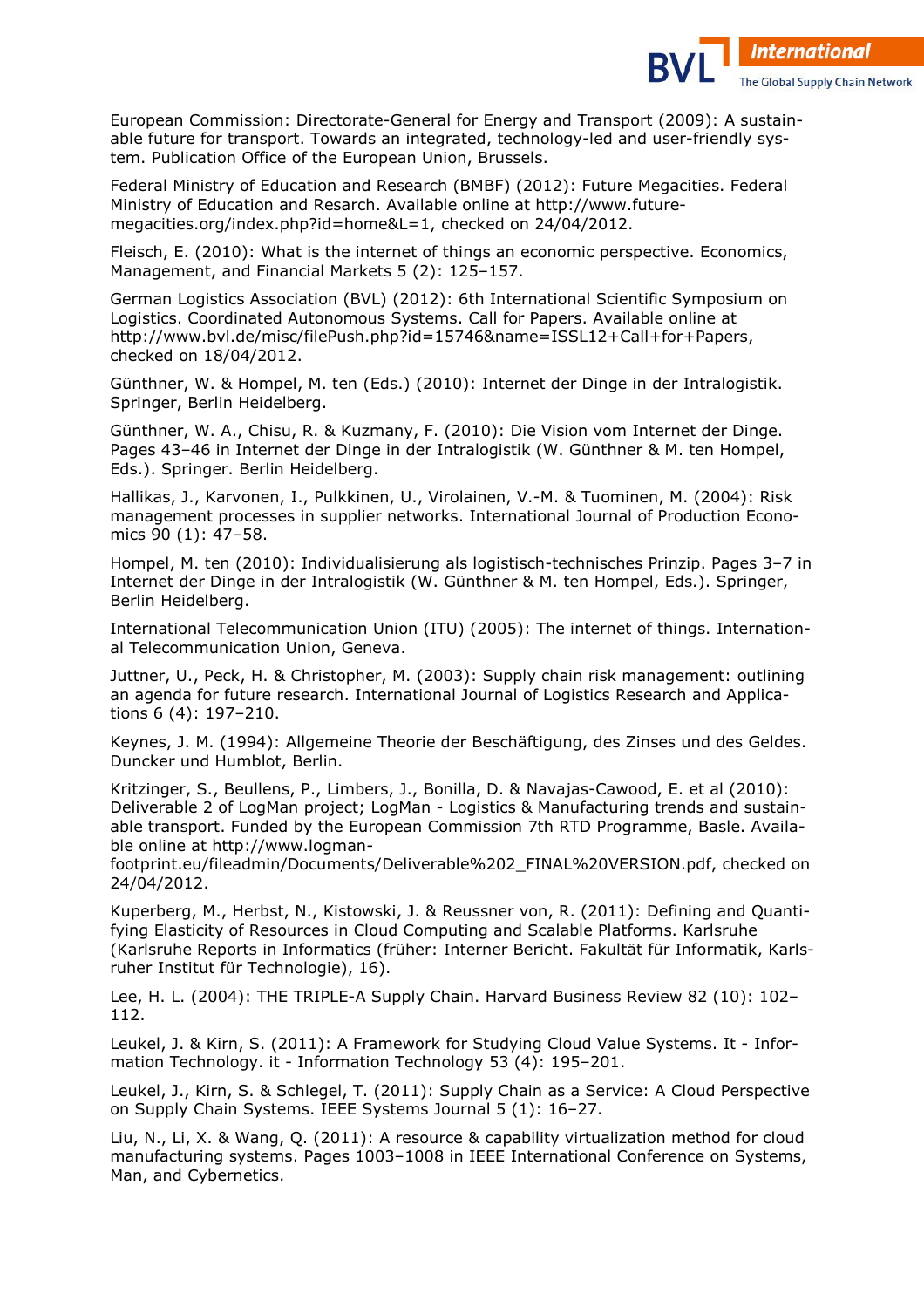European Commission: Directorate-General for Energy and Transport (2009): A sustainable future for transport. Towards an integrated, technology-led and user-friendly system. Publication Office of the European Union, Brussels.

Federal Ministry of Education and Research (BMBF) (2012): Future Megacities. Federal Ministry of Education and Resarch. Available online at http://www.future-megacities.org/index.php?id=home&L=1, checked on 24/04/2012.

Fleisch, E. (2010): What is the internet of things an economic perspective. Economics, Management, and Financial Markets 5 (2): 125–157.

German Logistics Association (BVL) (2012): 6th International Scientific Symposium on Logistics. Coordinated Autonomous Systems. Call for Papers. Available online at http://www.bvl.de/misc/filePush.php?id=15746&name=ISSL12+Call+for+Papers, checked on 18/04/2012.

Günthner, W. & Hompel, M. ten (Eds.) (2010): Internet der Dinge in der Intralogistik. Springer, Berlin Heidelberg.

Günthner, W. A., Chisu, R. & Kuzmany, F. (2010): Die Vision vom Internet der Dinge. Pages 43–46 in Internet der Dinge in der Intralogistik (W. Günthner & M. ten Hompel, Eds.). Springer. Berlin Heidelberg.

Hallikas, J., Karvonen, I., Pulkkinen, U., Virolainen, V.-M. & Tuominen, M. (2004): Risk management processes in supplier networks. International Journal of Production Economics 90 (1): 47–58.

Hompel, M. ten (2010): Individualisierung als logistisch-technisches Prinzip. Pages 3–7 in Internet der Dinge in der Intralogistik (W. Günthner & M. ten Hompel, Eds.). Springer, Berlin Heidelberg.

International Telecommunication Union (ITU) (2005): The internet of things. International Telecommunication Union, Geneva.

Juttner, U., Peck, H. & Christopher, M. (2003): Supply chain risk management: outlining an agenda for future research. International Journal of Logistics Research and Applications 6 (4): 197–210.

Keynes, J. M. (1994): Allgemeine Theorie der Beschäftigung, des Zinses und des Geldes. Duncker und Humblot, Berlin.

Kritzinger, S., Beullens, P., Limbers, J., Bonilla, D. & Navajas-Cawood, E. et al (2010): Deliverable 2 of LogMan project; LogMan - Logistics & Manufacturing trends and sustainable transport. Funded by the European Commission 7th RTD Programme, Basle. Available online at http://www.logman-footprint.eu/fileadmin/Documents/Deliverable%202_FINAL%20VERSION.pdf, checked on 24/04/2012.

Kuperberg, M., Herbst, N., Kistowski, J. & Reussner von, R. (2011): Defining and Quantifying Elasticity of Resources in Cloud Computing and Scalable Platforms. Karlsruhe (Karlsruhe Reports in Informatics (früher: Interner Bericht. Fakultät für Informatik, Karlsruher Institut für Technologie), 16).

Lee, H. L. (2004): THE TRIPLE-A Supply Chain. Harvard Business Review 82 (10): 102–112.

Leukel, J. & Kirn, S. (2011): A Framework for Studying Cloud Value Systems. It - Information Technology. it - Information Technology 53 (4): 195–201.

Leukel, J., Kirn, S. & Schlegel, T. (2011): Supply Chain as a Service: A Cloud Perspective on Supply Chain Systems. IEEE Systems Journal 5 (1): 16–27.

Liu, N., Li, X. & Wang, Q. (2011): A resource & capability virtualization method for cloud manufacturing systems. Pages 1003–1008 in IEEE International Conference on Systems, Man, and Cybernetics.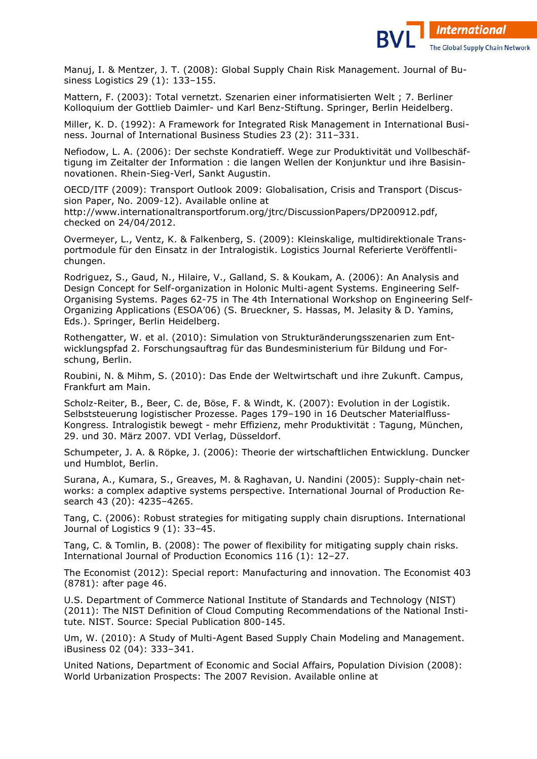Manuj, I. & Mentzer, J. T. (2008): Global Supply Chain Risk Management. Journal of Business Logistics 29 (1): 133–155.

Mattern, F. (2003): Total vernetzt. Szenarien einer informatisierten Welt ; 7. Berliner Kolloquium der Gottlieb Daimler- und Karl Benz-Stiftung. Springer, Berlin Heidelberg.

Miller, K. D. (1992): A Framework for Integrated Risk Management in International Business. Journal of International Business Studies 23 (2): 311–331.

Nefiodow, L. A. (2006): Der sechste Kondratieff. Wege zur Produktivität und Vollbeschäftigung im Zeitalter der Information : die langen Wellen der Konjunktur und ihre Basisinnovationen. Rhein-Sieg-Verl, Sankt Augustin.

OECD/ITF (2009): Transport Outlook 2009: Globalisation, Crisis and Transport (Discussion Paper, No. 2009-12). Available online at http://www.internationaltransportforum.org/jtrc/DiscussionPapers/DP200912.pdf, checked on 24/04/2012.

Overmeyer, L., Ventz, K. & Falkenberg, S. (2009): Kleinskalige, multidirektionale Transportmodule für den Einsatz in der Intralogistik. Logistics Journal Referierte Veröffentlichungen.

Rodriguez, S., Gaud, N., Hilaire, V., Galland, S. & Koukam, A. (2006): An Analysis and Design Concept for Self-organization in Holonic Multi-agent Systems. Engineering Self-Organising Systems. Pages 62-75 in The 4th International Workshop on Engineering Self-Organizing Applications (ESOA'06) (S. Brueckner, S. Hassas, M. Jelasity & D. Yamins, Eds.). Springer, Berlin Heidelberg.

Rothengatter, W. et al. (2010): Simulation von Strukturänderungsszenarien zum Entwicklungspfad 2. Forschungsauftrag für das Bundesministerium für Bildung und Forschung, Berlin.

Roubini, N. & Mihm, S. (2010): Das Ende der Weltwirtschaft und ihre Zukunft. Campus, Frankfurt am Main.

Scholz-Reiter, B., Beer, C. de, Böse, F. & Windt, K. (2007): Evolution in der Logistik. Selbststeuerung logistischer Prozesse. Pages 179–190 in 16 Deutscher Materialfluss-Kongress. Intralogistik bewegt - mehr Effizienz, mehr Produktivität : Tagung, München, 29. und 30. März 2007. VDI Verlag, Düsseldorf.

Schumpeter, J. A. & Röpke, J. (2006): Theorie der wirtschaftlichen Entwicklung. Duncker und Humblot, Berlin.

Surana, A., Kumara, S., Greaves, M. & Raghavan, U. Nandini (2005): Supply-chain networks: a complex adaptive systems perspective. International Journal of Production Research 43 (20): 4235–4265.

Tang, C. (2006): Robust strategies for mitigating supply chain disruptions. International Journal of Logistics 9 (1): 33–45.

Tang, C. & Tomlin, B. (2008): The power of flexibility for mitigating supply chain risks. International Journal of Production Economics 116 (1): 12–27.

The Economist (2012): Special report: Manufacturing and innovation. The Economist 403 (8781): after page 46.

U.S. Department of Commerce National Institute of Standards and Technology (NIST) (2011): The NIST Definition of Cloud Computing Recommendations of the National Institute. NIST. Source: Special Publication 800-145.

Um, W. (2010): A Study of Multi-Agent Based Supply Chain Modeling and Management. iBusiness 02 (04): 333–341.

United Nations, Department of Economic and Social Affairs, Population Division (2008): World Urbanization Prospects: The 2007 Revision. Available online at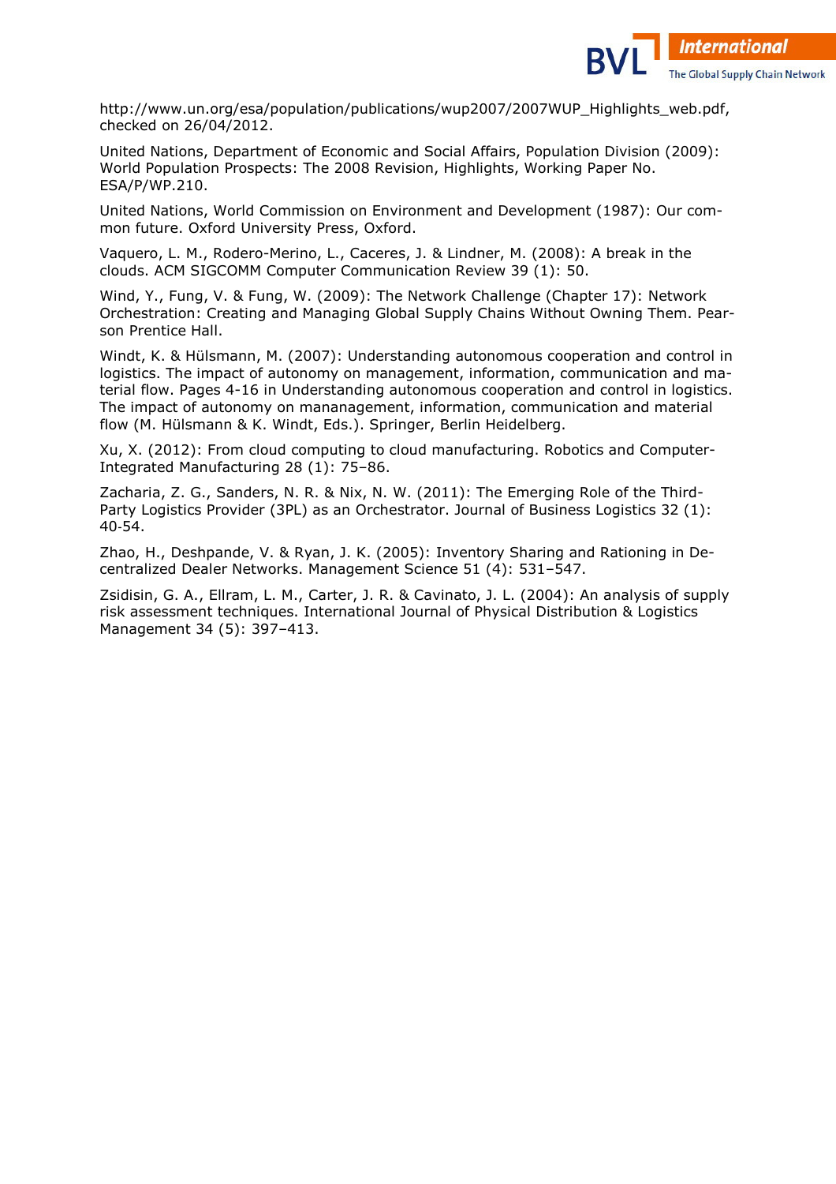http://www.un.org/esa/population/publications/wup2007/2007WUP_Highlights_web.pdf, checked on 26/04/2012.

United Nations, Department of Economic and Social Affairs, Population Division (2009): World Population Prospects: The 2008 Revision, Highlights, Working Paper No. ESA/P/WP.210.

United Nations, World Commission on Environment and Development (1987): Our common future. Oxford University Press, Oxford.

Vaquero, L. M., Rodero-Merino, L., Caceres, J. & Lindner, M. (2008): A break in the clouds. ACM SIGCOMM Computer Communication Review 39 (1): 50.

Wind, Y., Fung, V. & Fung, W. (2009): The Network Challenge (Chapter 17): Network Orchestration: Creating and Managing Global Supply Chains Without Owning Them. Pearson Prentice Hall.

Windt, K. & Hülsmann, M. (2007): Understanding autonomous cooperation and control in logistics. The impact of autonomy on management, information, communication and material flow. Pages 4-16 in Understanding autonomous cooperation and control in logistics. The impact of autonomy on mananagement, information, communication and material flow (M. Hülsmann & K. Windt, Eds.). Springer, Berlin Heidelberg.

Xu, X. (2012): From cloud computing to cloud manufacturing. Robotics and Computer-Integrated Manufacturing 28 (1): 75–86.

Zacharia, Z. G., Sanders, N. R. & Nix, N. W. (2011): The Emerging Role of the Third-Party Logistics Provider (3PL) as an Orchestrator. Journal of Business Logistics 32 (1): 40-54.

Zhao, H., Deshpande, V. & Ryan, J. K. (2005): Inventory Sharing and Rationing in Decentralized Dealer Networks. Management Science 51 (4): 531–547.

Zsidisin, G. A., Ellram, L. M., Carter, J. R. & Cavinato, J. L. (2004): An analysis of supply risk assessment techniques. International Journal of Physical Distribution & Logistics Management 34 (5): 397–413.